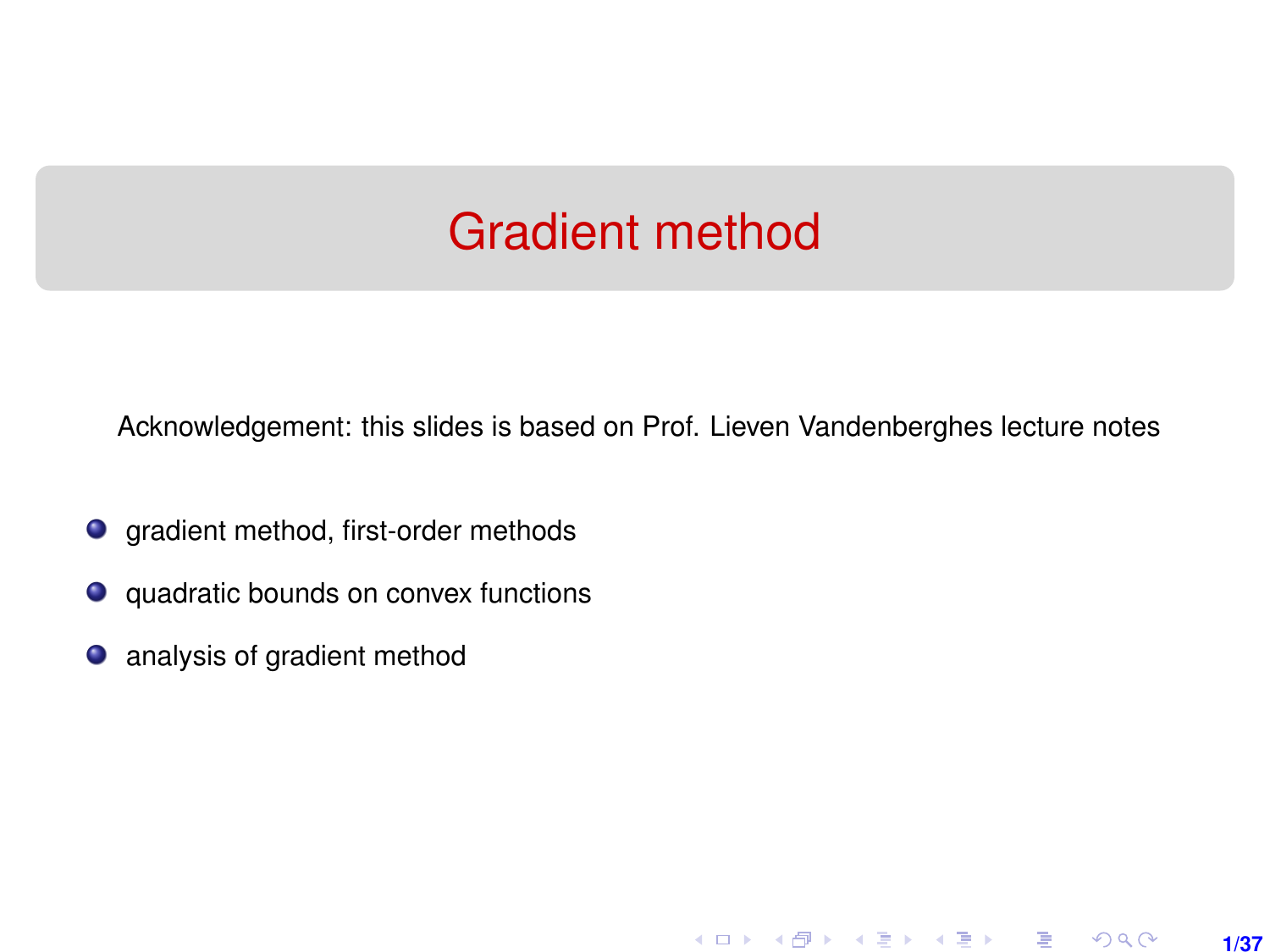# Gradient method

Acknowledgement: this slides is based on Prof. Lieven Vandenberghes lecture notes

- gradient method, first-order methods
- quadratic bounds on convex functions
- analysis of gradient method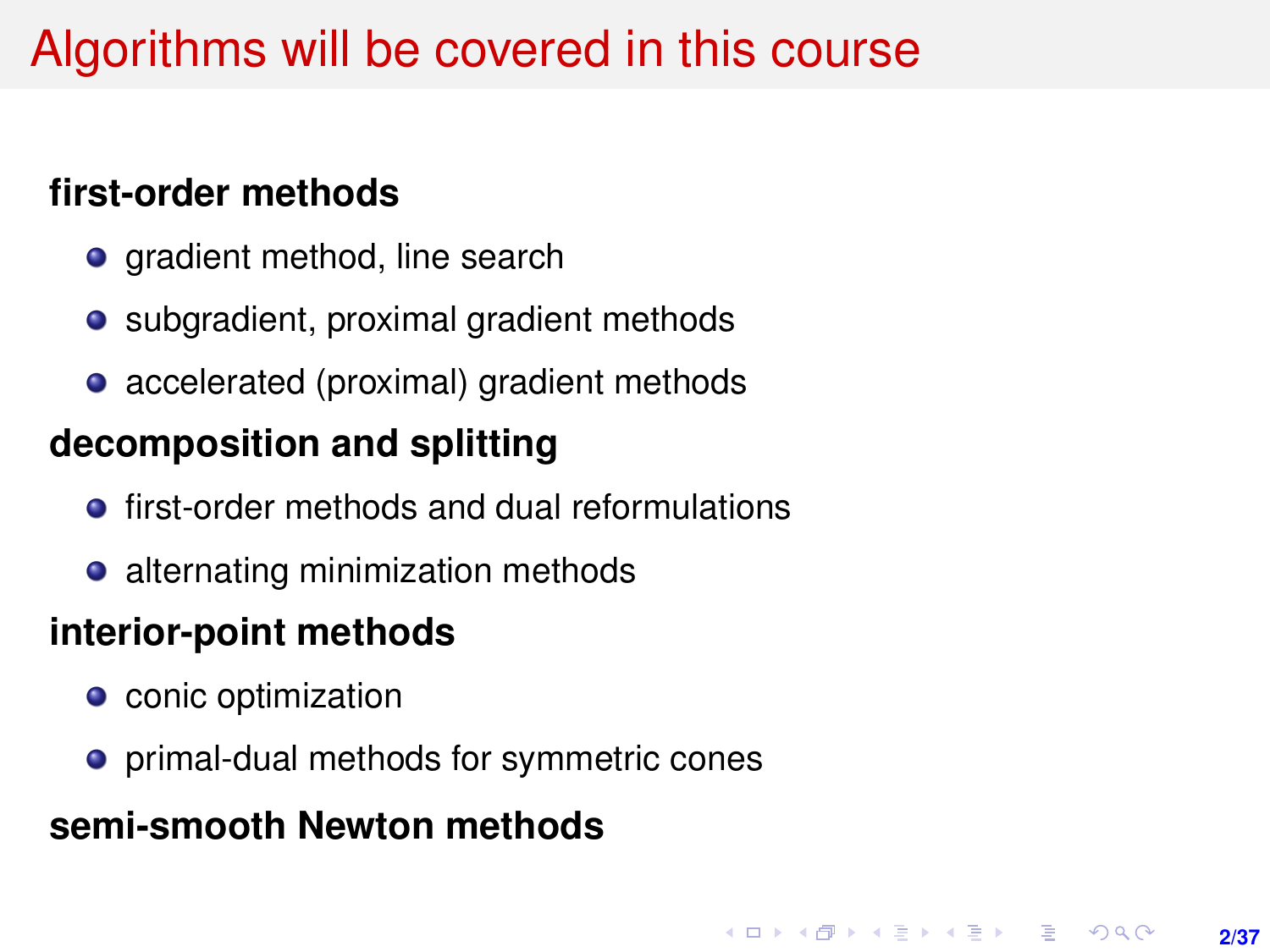# Algorithms will be covered in this course

**first-order methods**

- gradient method, line search
- subgradient, proximal gradient methods
- accelerated (proximal) gradient methods

**decomposition and splitting**

- first-order methods and dual reformulations
- alternating minimization methods

**interior-point methods**

- conic optimization
- primal-dual methods for symmetric cones

**semi-smooth Newton methods**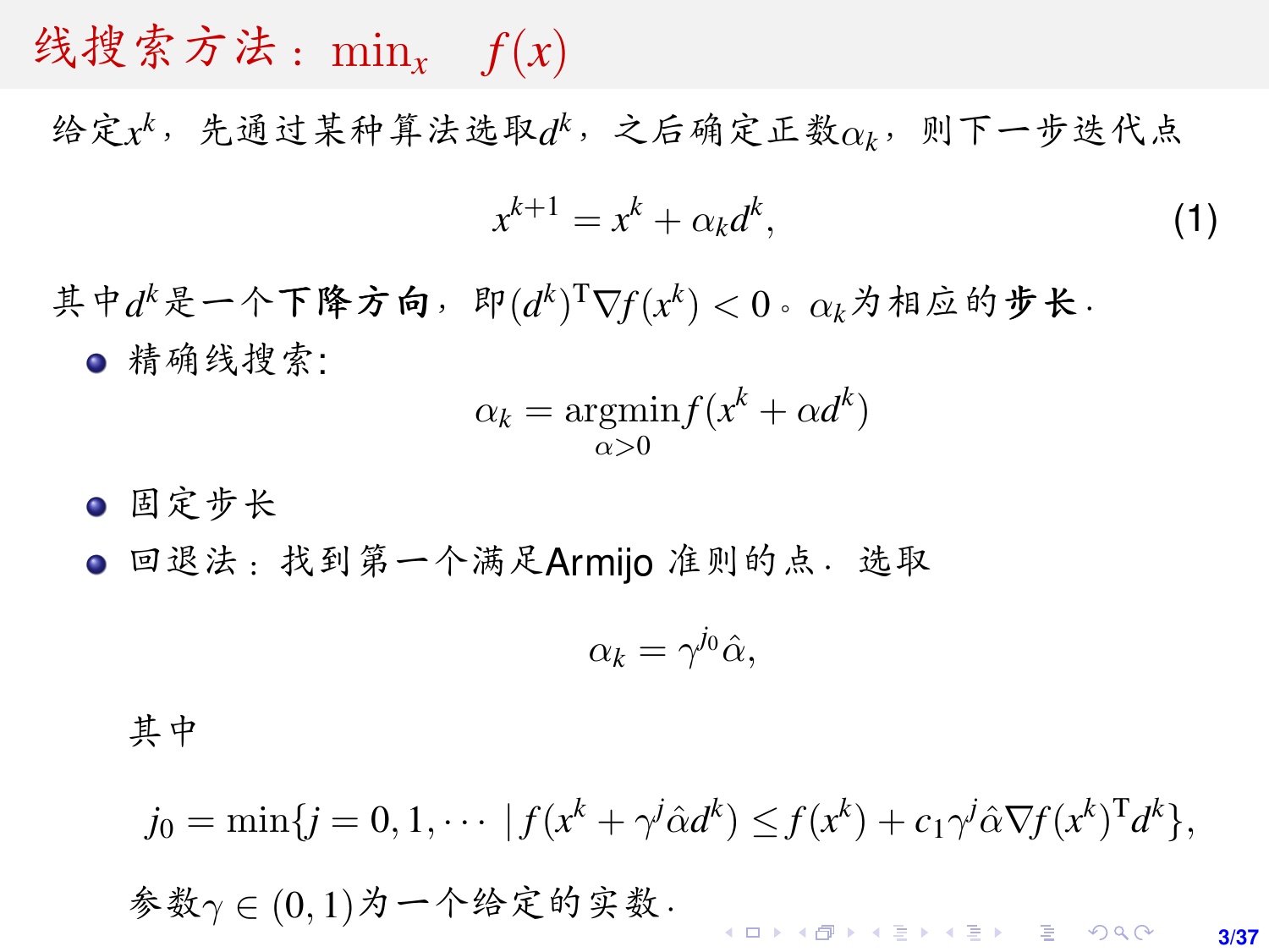# 线搜索方法：$\min_x \quad f(x)$

给定$x^k$，先通过某种算法选取$d^k$，之后确定正数$\alpha_k$，则下一步迭代点

$$x^{k+1} = x^k + \alpha_k d^k, \tag{1}$$

其中$d^k$是一个**下降方向**，即$(d^k)^{\mathrm{T}}\nabla f(x^k) < 0$。$\alpha_k$为相应的**步长**.

- 精确线搜索:

$$\alpha_k = \underset{\alpha>0}{\operatorname{argmin}} f(x^k + \alpha d^k)$$

- 固定步长
- 回退法：找到第一个满足Armijo 准则的点．选取

$$\alpha_k = \gamma^{j_0}\hat{\alpha},$$

其中

$$j_0 = \min\{j = 0, 1, \cdots \mid f(x^k + \gamma^j\hat{\alpha}d^k) \leq f(x^k) + c_1\gamma^j\hat{\alpha}\nabla f(x^k)^{\mathrm{T}}d^k\},$$

参数$\gamma \in (0,1)$为一个给定的实数.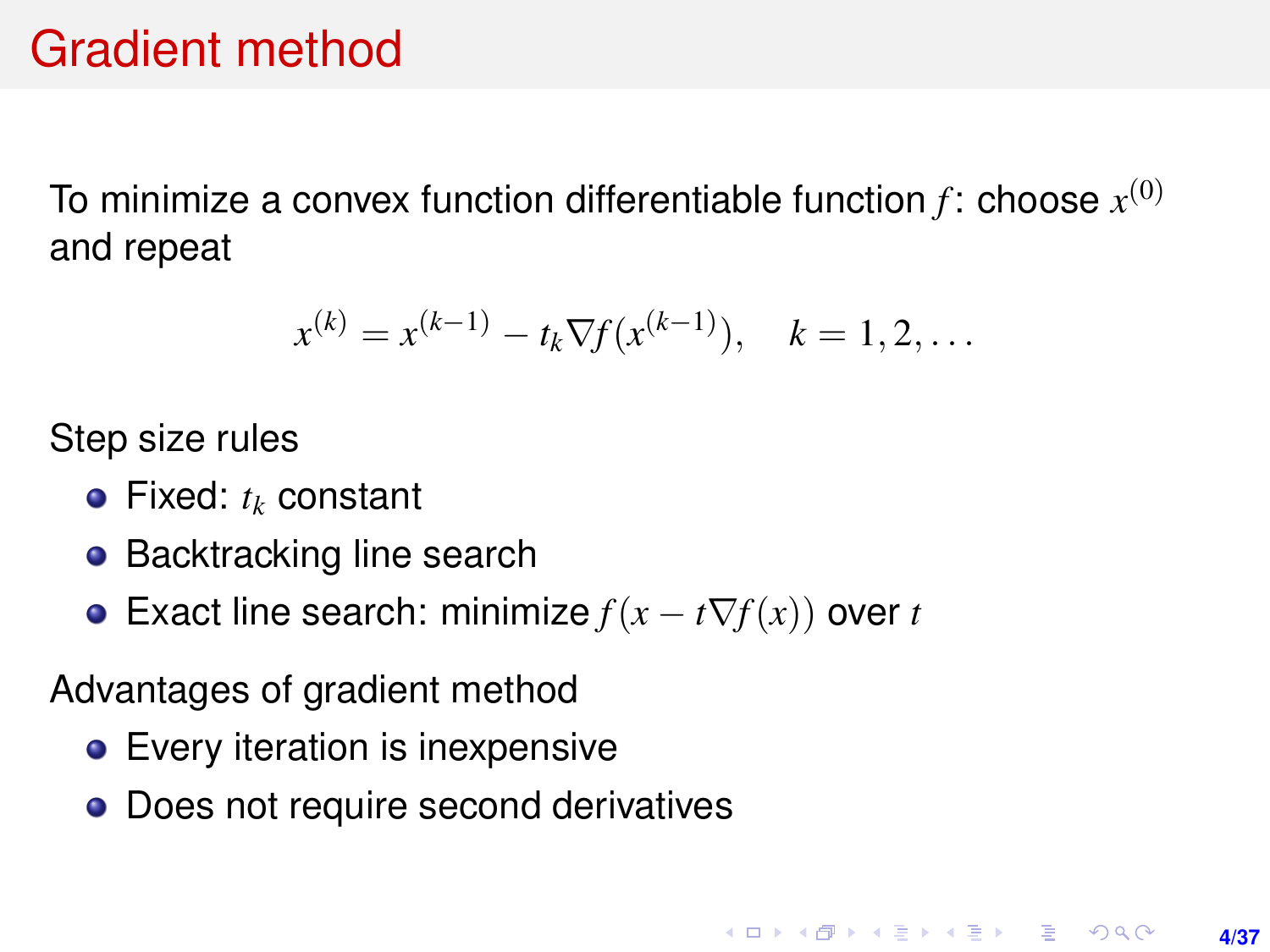# Gradient method

To minimize a convex function differentiable function $f$: choose $x^{(0)}$ and repeat

$$x^{(k)} = x^{(k-1)} - t_k \nabla f(x^{(k-1)}), \quad k = 1, 2, \ldots$$

Step size rules

- Fixed: $t_k$ constant
- Backtracking line search
- Exact line search: minimize $f(x - t\nabla f(x))$ over $t$

Advantages of gradient method

- Every iteration is inexpensive
- Does not require second derivatives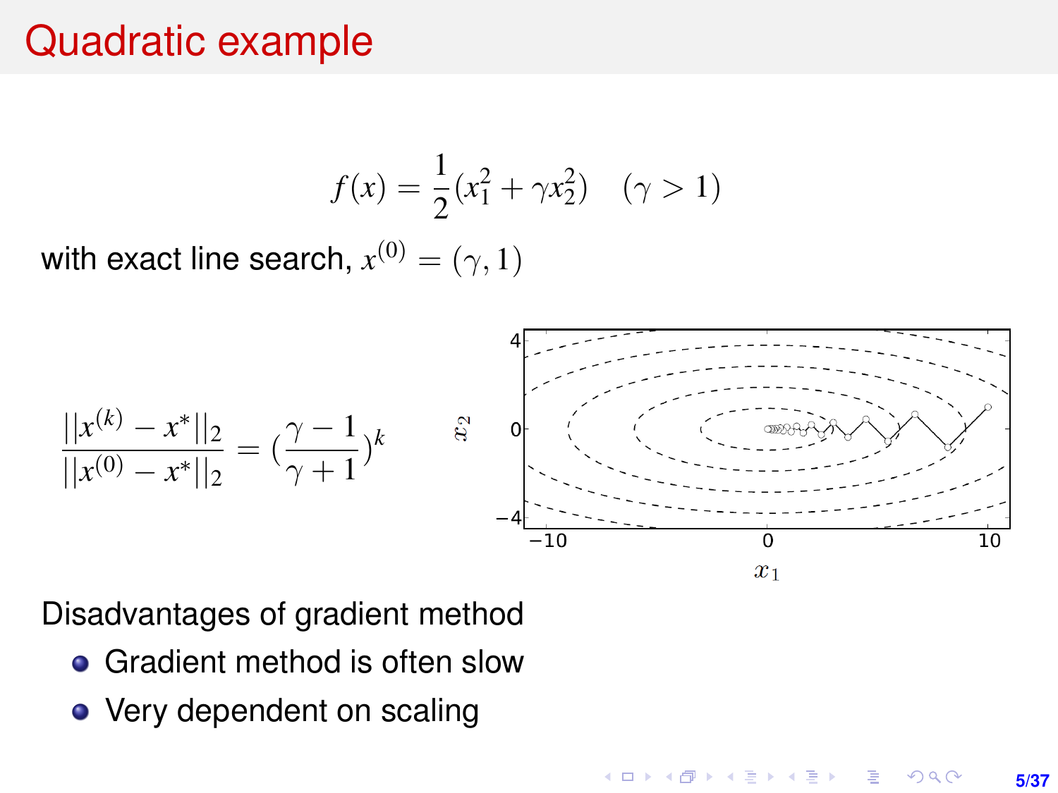# Quadratic example

$$f(x) = \frac{1}{2}(x_1^2 + \gamma x_2^2) \quad (\gamma > 1)$$

with exact line search, $x^{(0)} = (\gamma, 1)$

$$\frac{||x^{(k)} - x^*||_2}{||x^{(0)} - x^*||_2} = (\frac{\gamma - 1}{\gamma + 1})^k$$

Disadvantages of gradient method

- Gradient method is often slow
- Very dependent on scaling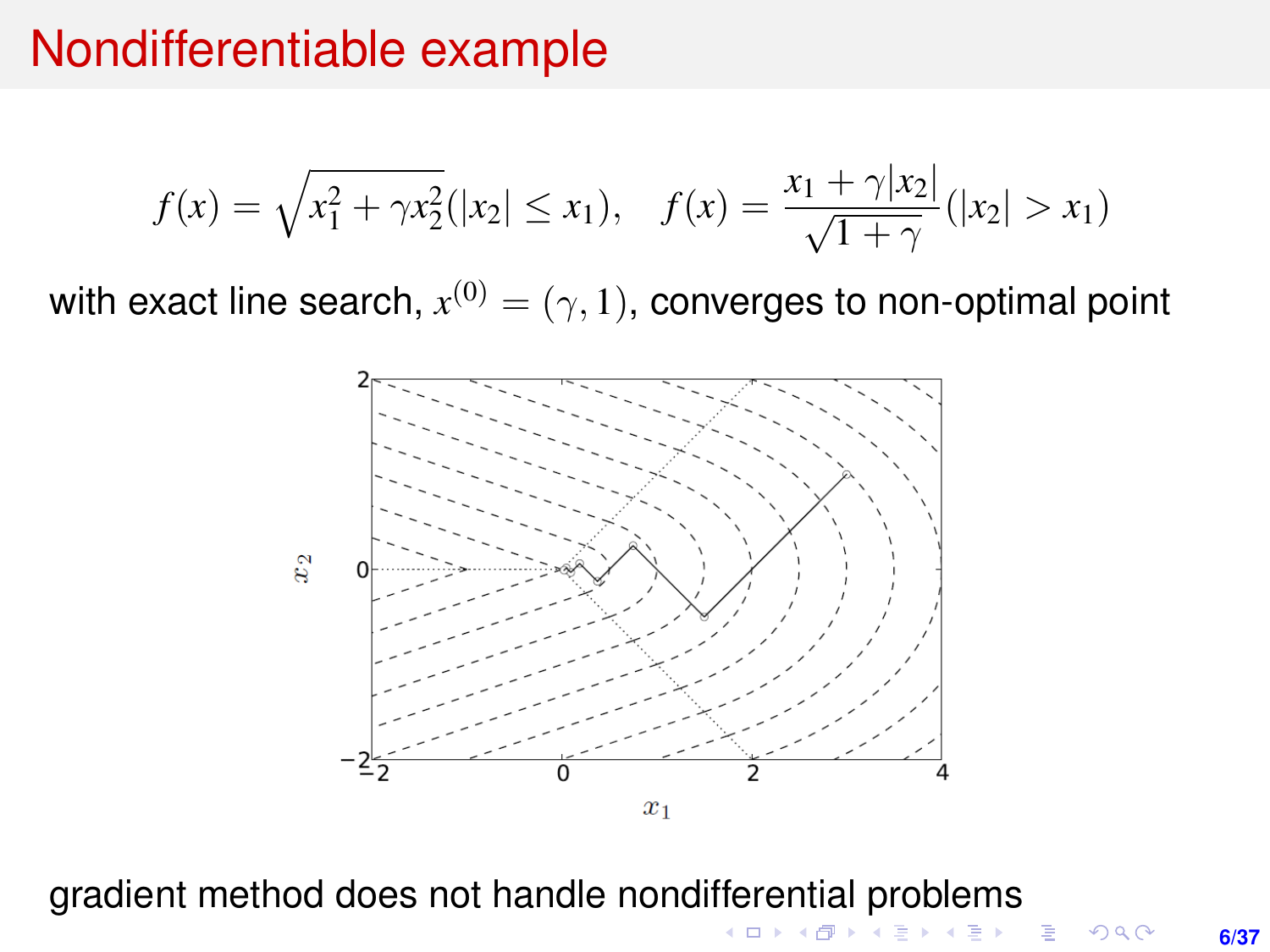# Nondifferentiable example

$$f(x) = \sqrt{x_1^2 + \gamma x_2^2} (|x_2| \leq x_1), \quad f(x) = \frac{x_1 + \gamma |x_2|}{\sqrt{1+\gamma}} (|x_2| > x_1)$$

with exact line search, $x^{(0)} = (\gamma, 1)$, converges to non-optimal point

gradient method does not handle nondifferential problems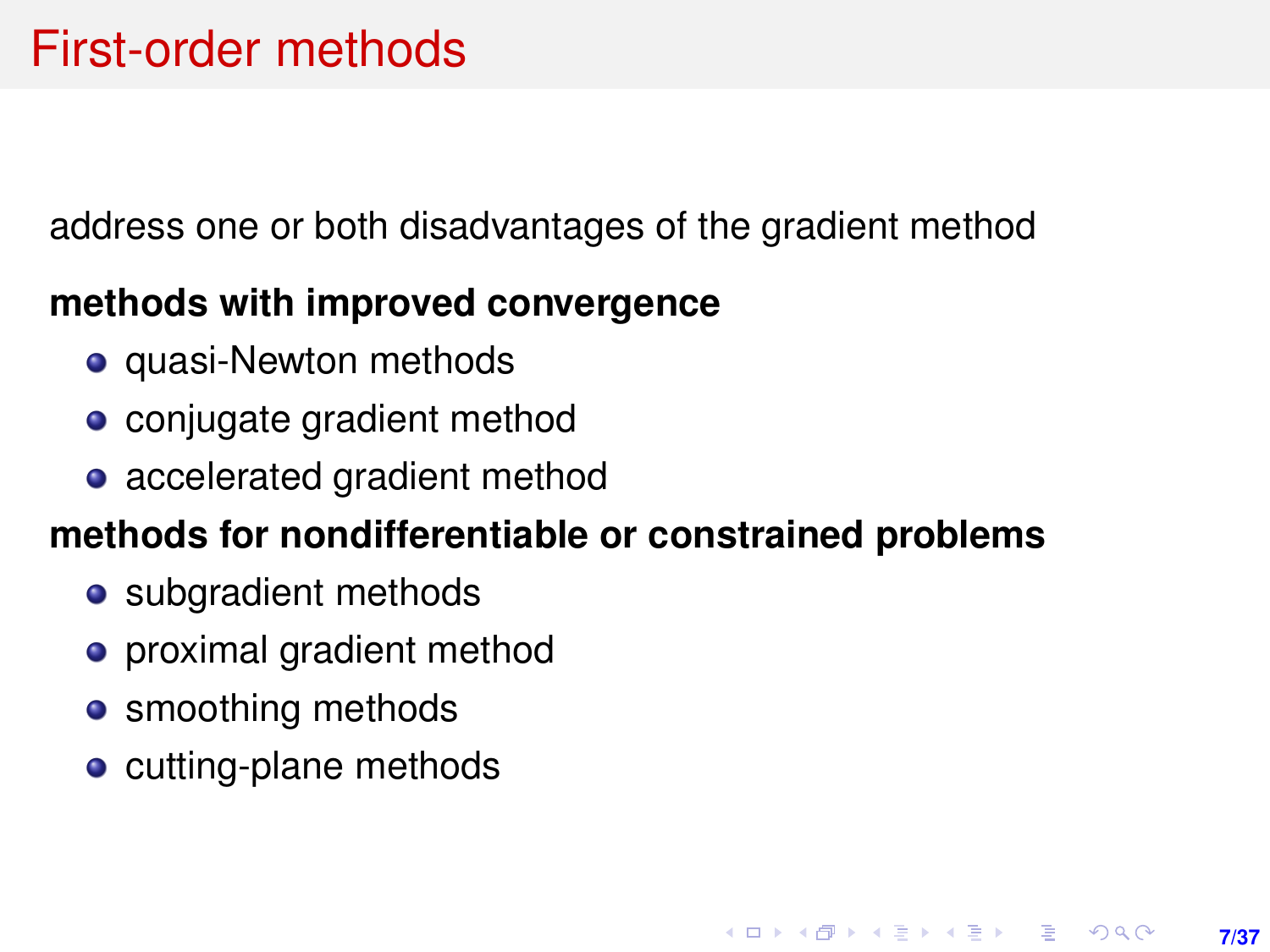# First-order methods

address one or both disadvantages of the gradient method

**methods with improved convergence**

- quasi-Newton methods
- conjugate gradient method
- accelerated gradient method

**methods for nondifferentiable or constrained problems**

- subgradient methods
- proximal gradient method
- smoothing methods
- cutting-plane methods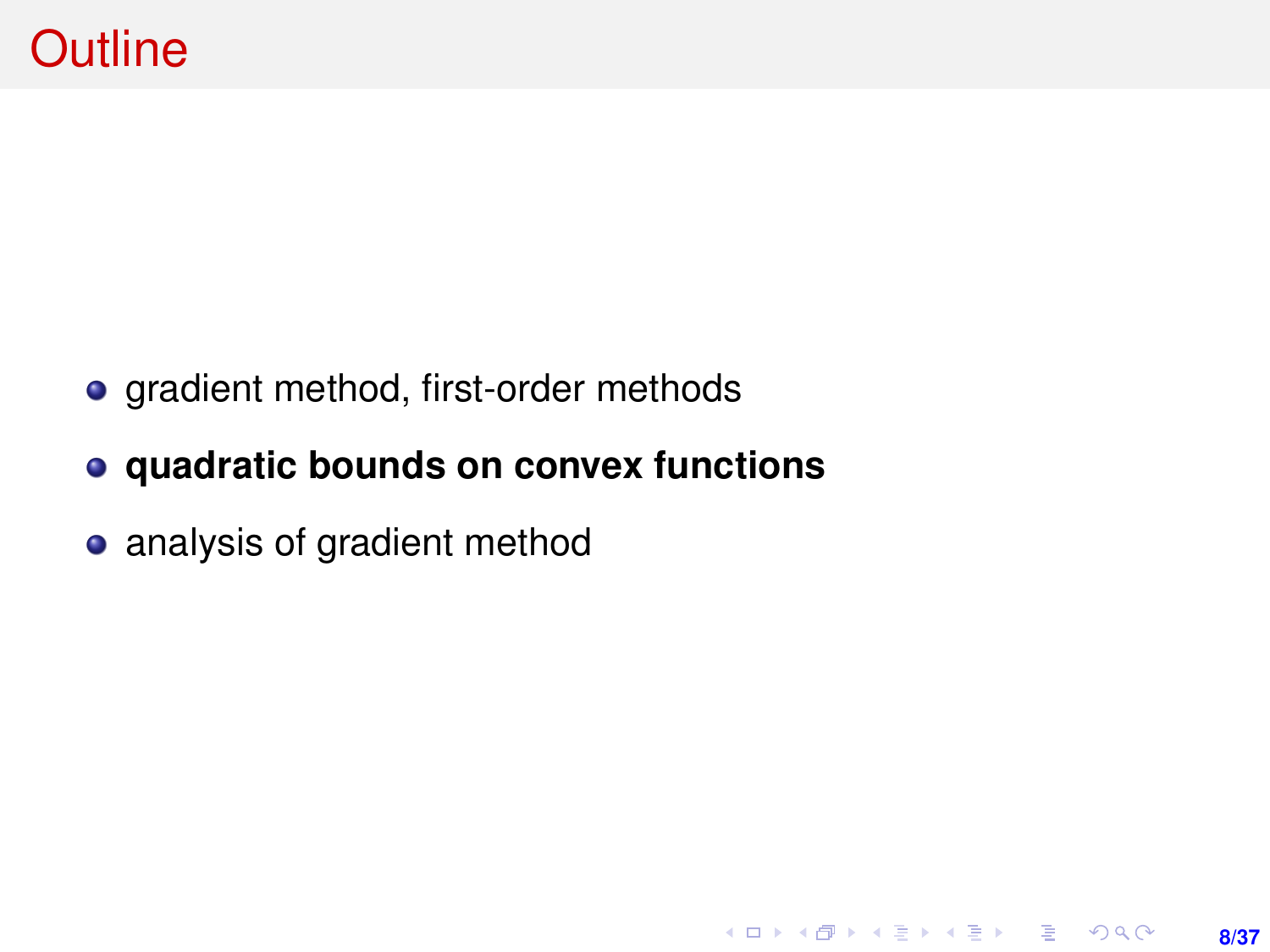# Outline

- gradient method, first-order methods
- **quadratic bounds on convex functions**
- analysis of gradient method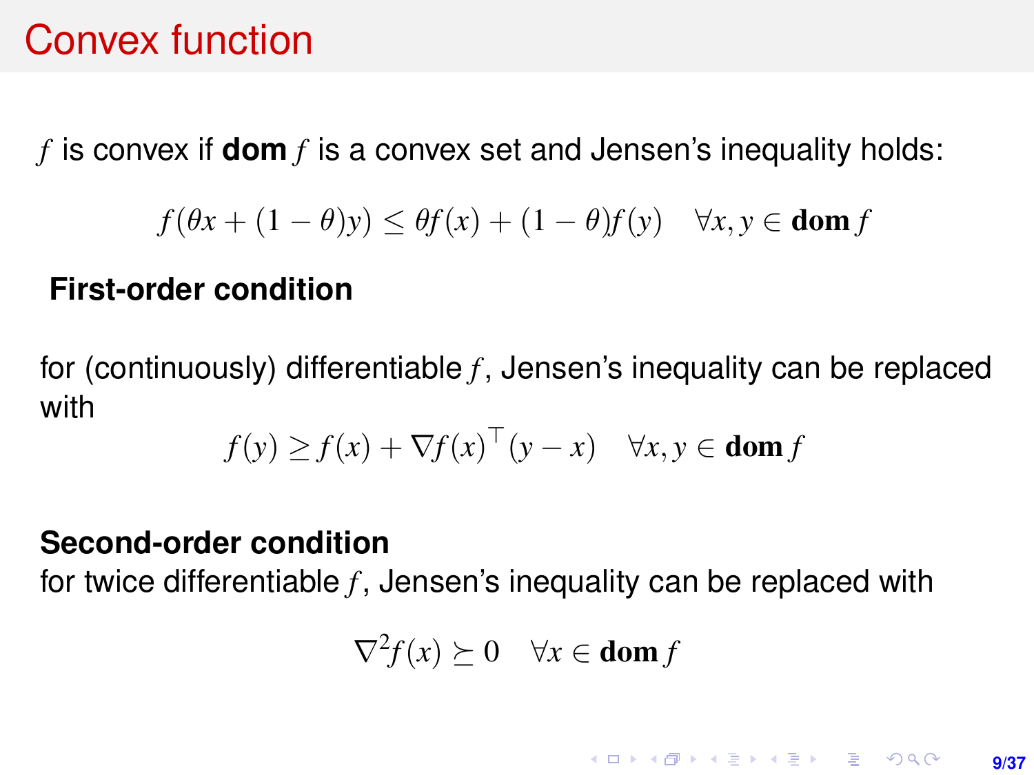# Convex function

$f$ is convex if $\mathbf{dom}\, f$ is a convex set and Jensen's inequality holds:

$$f(\theta x + (1-\theta)y) \leq \theta f(x) + (1-\theta)f(y) \quad \forall x, y \in \mathbf{dom}\, f$$

**First-order condition**

for (continuously) differentiable $f$, Jensen's inequality can be replaced with

$$f(y) \geq f(x) + \nabla f(x)^\top (y - x) \quad \forall x, y \in \mathbf{dom}\, f$$

**Second-order condition**

for twice differentiable $f$, Jensen's inequality can be replaced with

$$\nabla^2 f(x) \succeq 0 \quad \forall x \in \mathbf{dom}\, f$$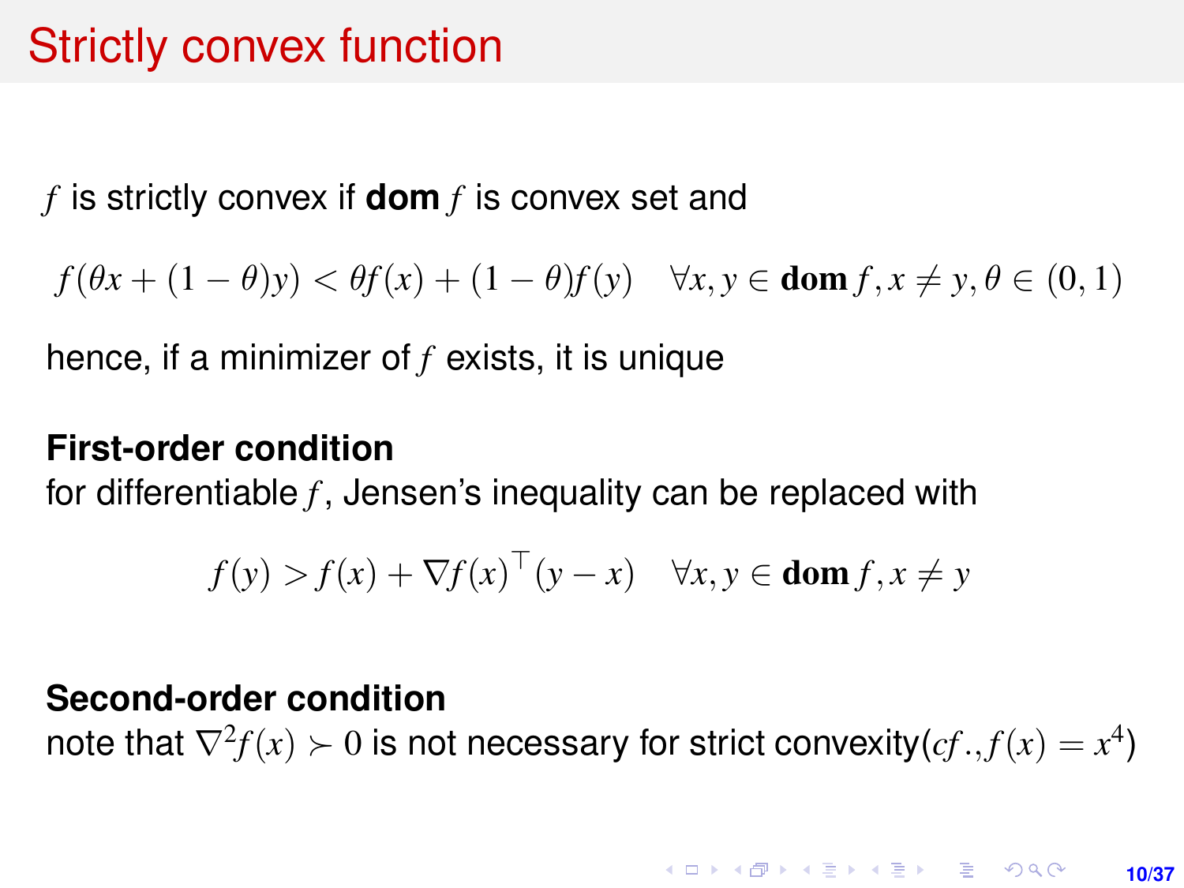# Strictly convex function

$f$ is strictly convex if **dom** $f$ is convex set and

$$f(\theta x + (1-\theta)y) < \theta f(x) + (1-\theta)f(y) \quad \forall x, y \in \mathbf{dom}\, f, x \neq y, \theta \in (0,1)$$

hence, if a minimizer of $f$ exists, it is unique

**First-order condition**
for differentiable $f$, Jensen's inequality can be replaced with

$$f(y) > f(x) + \nabla f(x)^\top (y - x) \quad \forall x, y \in \mathbf{dom}\, f, x \neq y$$

**Second-order condition**
note that $\nabla^2 f(x) \succ 0$ is not necessary for strict convexity($cf.$, $f(x) = x^4$)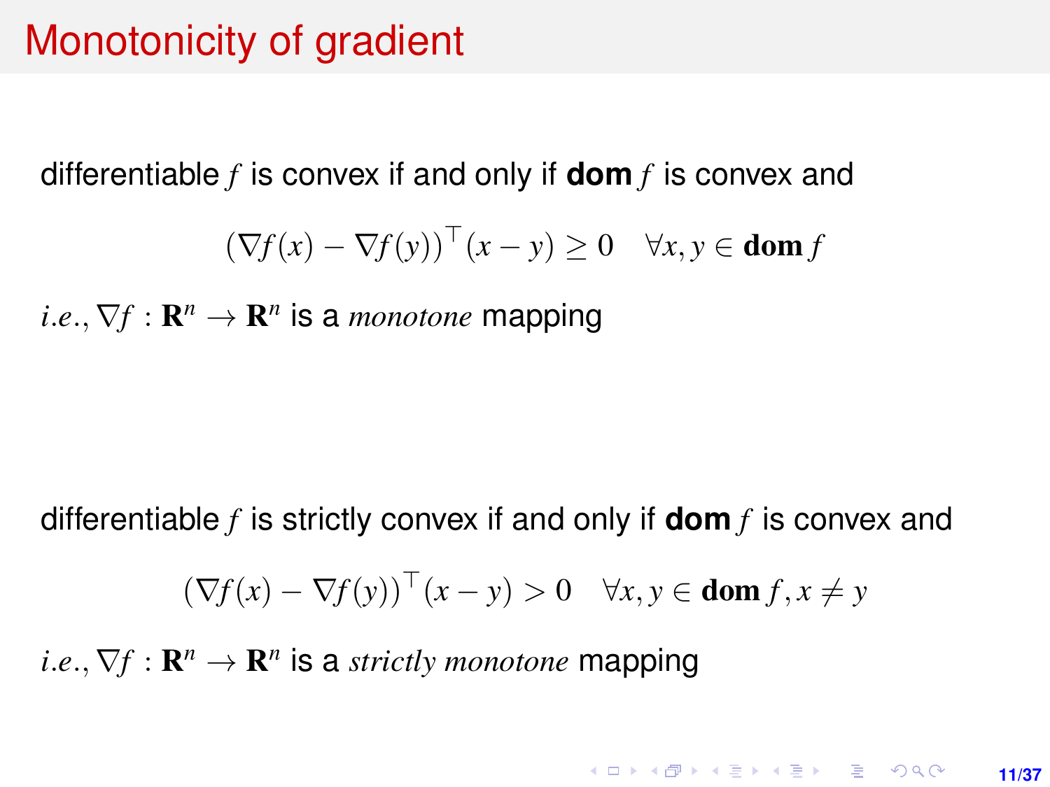# Monotonicity of gradient

differentiable $f$ is convex if and only if **dom** $f$ is convex and

$$(\nabla f(x) - \nabla f(y))^\top (x - y) \geq 0 \quad \forall x, y \in \mathbf{dom}\, f$$

*i.e.*, $\nabla f : \mathbf{R}^n \to \mathbf{R}^n$ is a *monotone* mapping

differentiable $f$ is strictly convex if and only if **dom** $f$ is convex and

$$(\nabla f(x) - \nabla f(y))^\top (x - y) > 0 \quad \forall x, y \in \mathbf{dom}\, f, x \neq y$$

*i.e.*, $\nabla f : \mathbf{R}^n \to \mathbf{R}^n$ is a *strictly monotone* mapping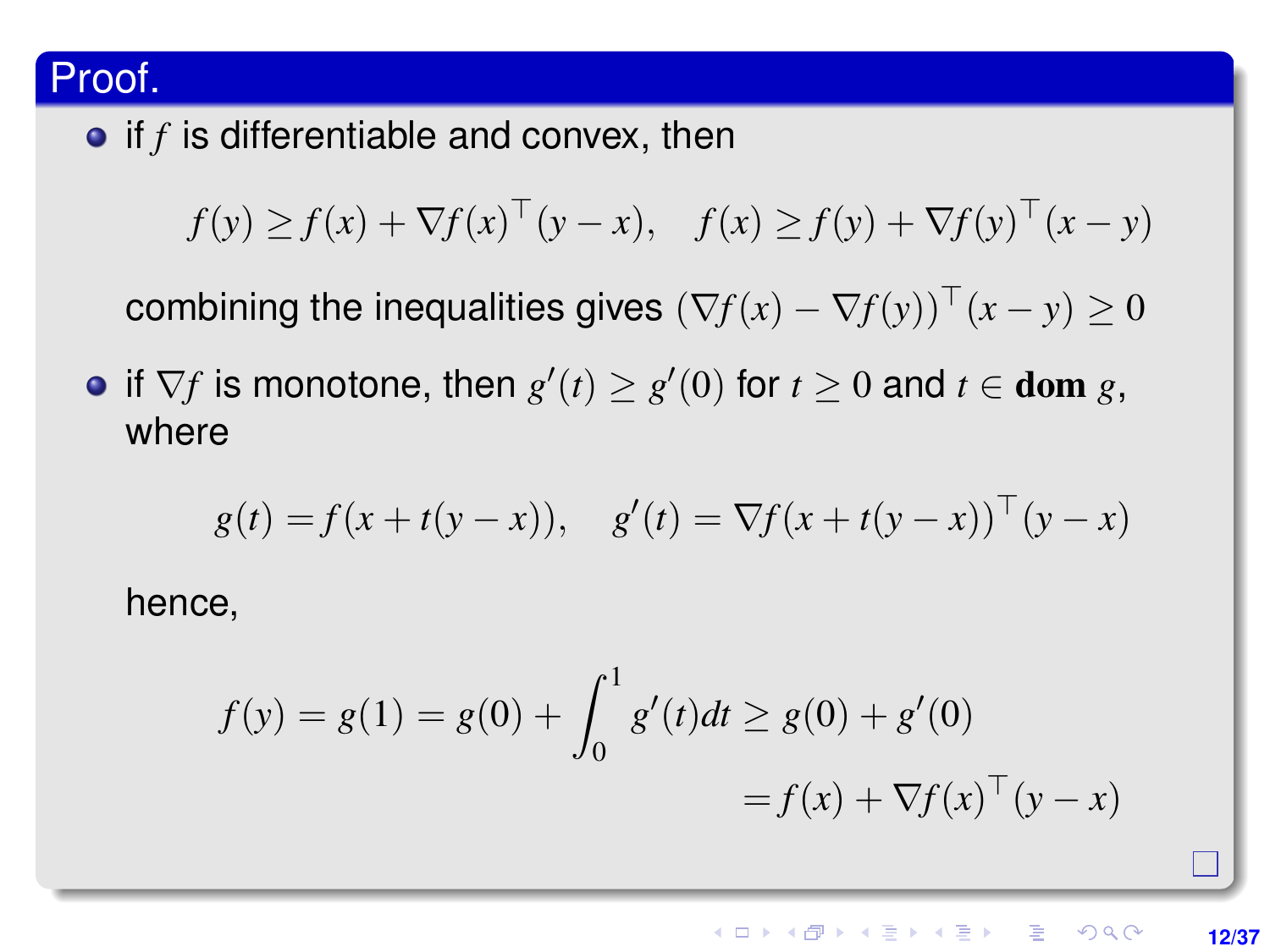## Proof.

- if $f$ is differentiable and convex, then

$$f(y) \geq f(x) + \nabla f(x)^\top (y - x), \quad f(x) \geq f(y) + \nabla f(y)^\top (x - y)$$

  combining the inequalities gives $(\nabla f(x) - \nabla f(y))^\top (x - y) \geq 0$

- if $\nabla f$ is monotone, then $g'(t) \geq g'(0)$ for $t \geq 0$ and $t \in \mathbf{dom}\ g$, where

$$g(t) = f(x + t(y - x)), \quad g'(t) = \nabla f(x + t(y - x))^\top (y - x)$$

  hence,

$$\begin{aligned} f(y) = g(1) = g(0) + \int_0^1 g'(t)dt &\geq g(0) + g'(0) \\ &= f(x) + \nabla f(x)^\top (y - x) \end{aligned}$$

$\square$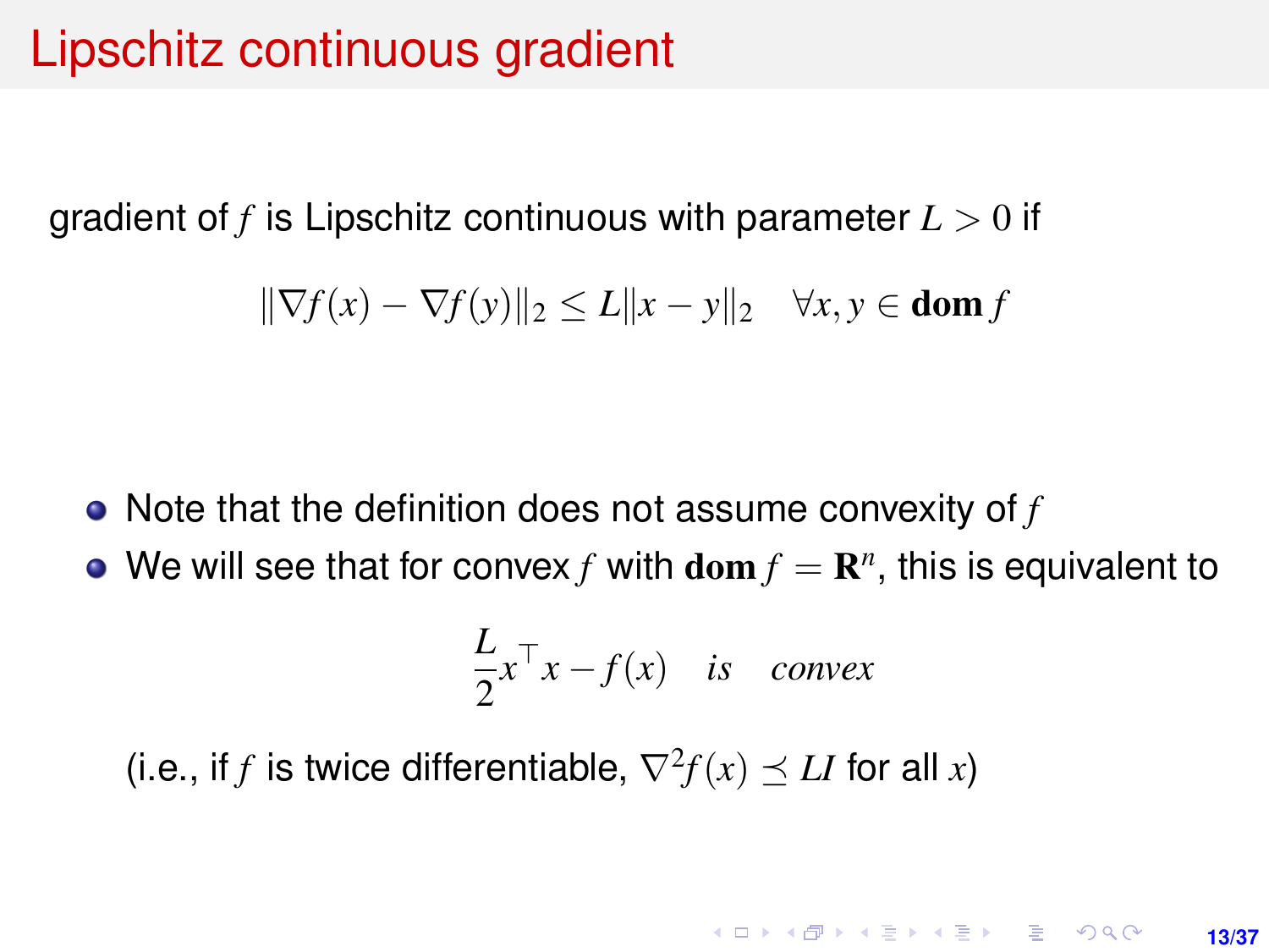# Lipschitz continuous gradient

gradient of $f$ is Lipschitz continuous with parameter $L > 0$ if

$$\|\nabla f(x) - \nabla f(y)\|_2 \leq L\|x - y\|_2 \quad \forall x, y \in \mathbf{dom}\, f$$

- Note that the definition does not assume convexity of $f$
- We will see that for convex $f$ with $\mathbf{dom}\, f = \mathbf{R}^n$, this is equivalent to

$$\frac{L}{2} x^\top x - f(x) \quad is \quad convex$$

(i.e., if $f$ is twice differentiable, $\nabla^2 f(x) \preceq LI$ for all $x$)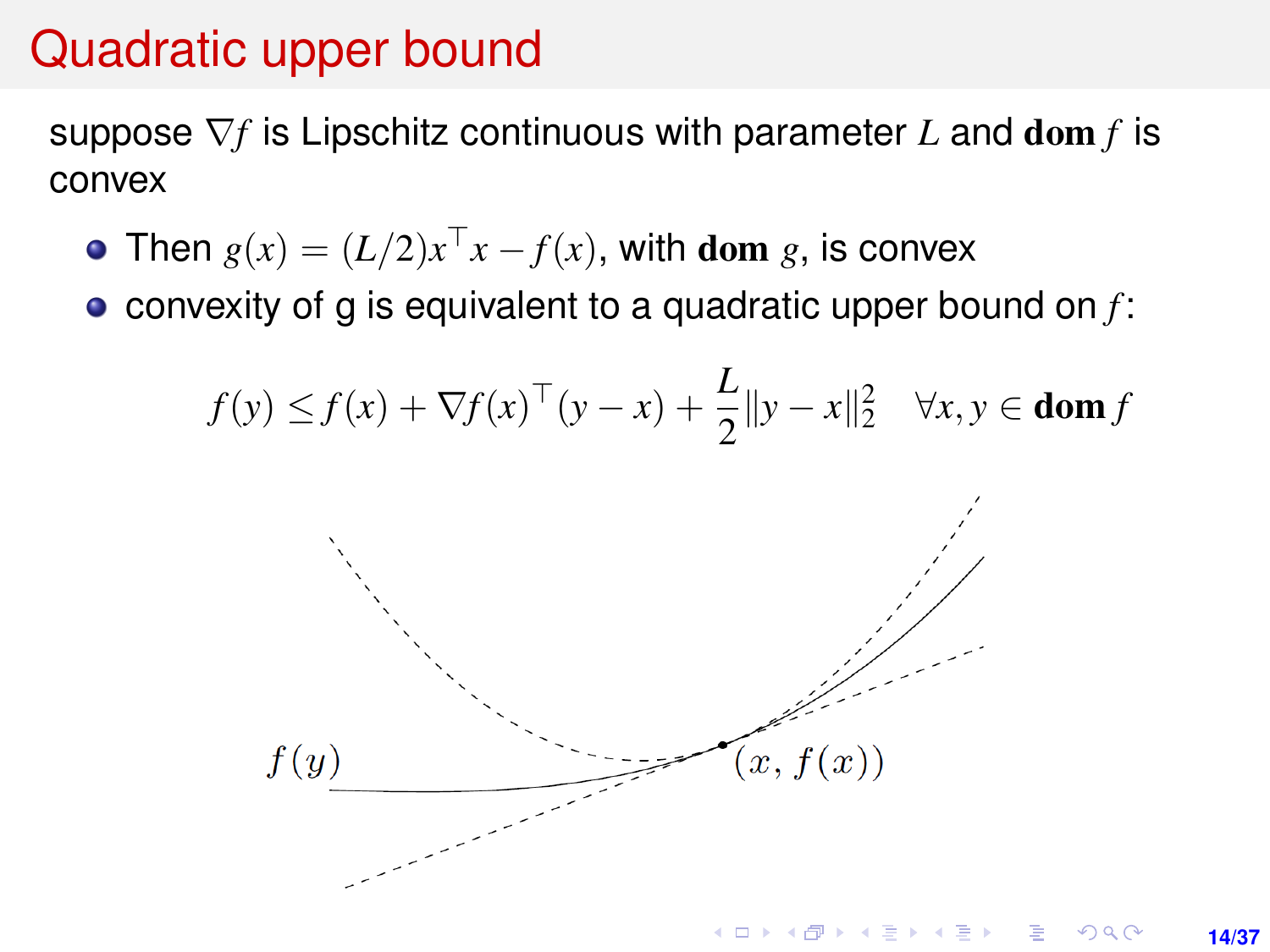# Quadratic upper bound

suppose $\nabla f$ is Lipschitz continuous with parameter $L$ and $\mathbf{dom}\, f$ is convex

- Then $g(x) = (L/2)x^\top x - f(x)$, with $\mathbf{dom}\, g$, is convex
- convexity of g is equivalent to a quadratic upper bound on $f$:

$$f(y) \leq f(x) + \nabla f(x)^\top (y - x) + \frac{L}{2}\|y - x\|_2^2 \quad \forall x, y \in \mathbf{dom}\, f$$

$f(y)$

$(x, f(x))$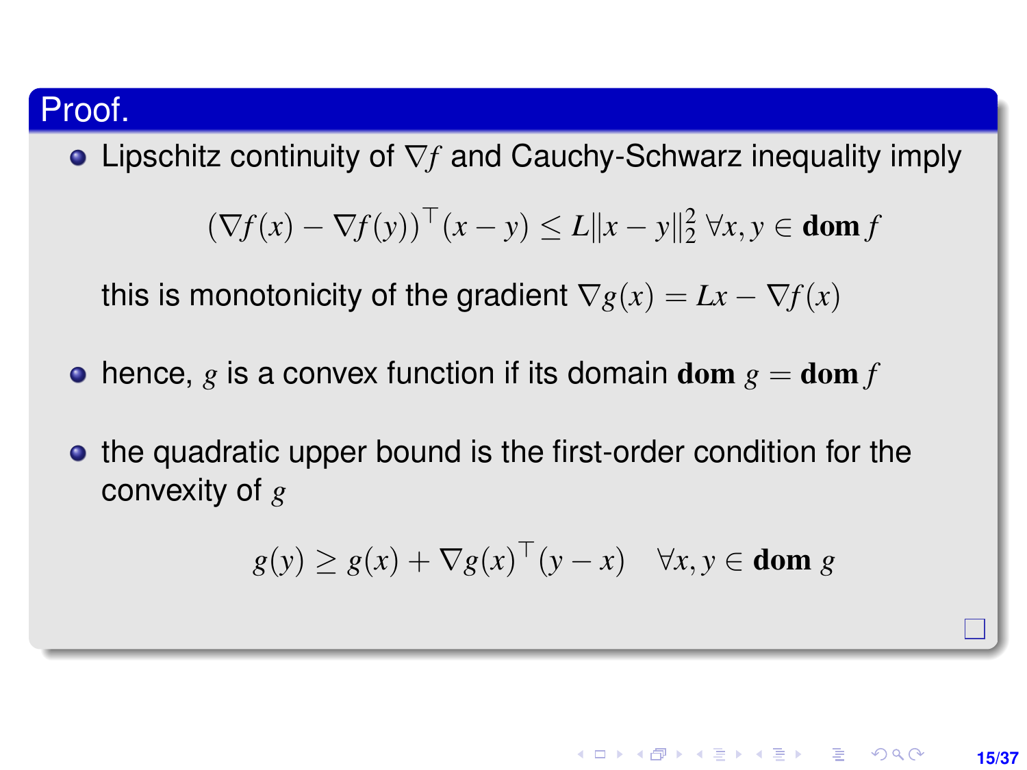**Proof.**

- Lipschitz continuity of $\nabla f$ and Cauchy-Schwarz inequality imply

$$(\nabla f(x) - \nabla f(y))^\top (x - y) \leq L\|x - y\|_2^2 \ \forall x, y \in \mathbf{dom}\, f$$

  this is monotonicity of the gradient $\nabla g(x) = Lx - \nabla f(x)$

- hence, $g$ is a convex function if its domain $\mathbf{dom}\, g = \mathbf{dom}\, f$

- the quadratic upper bound is the first-order condition for the convexity of $g$

$$g(y) \geq g(x) + \nabla g(x)^\top (y - x) \quad \forall x, y \in \mathbf{dom}\, g$$

□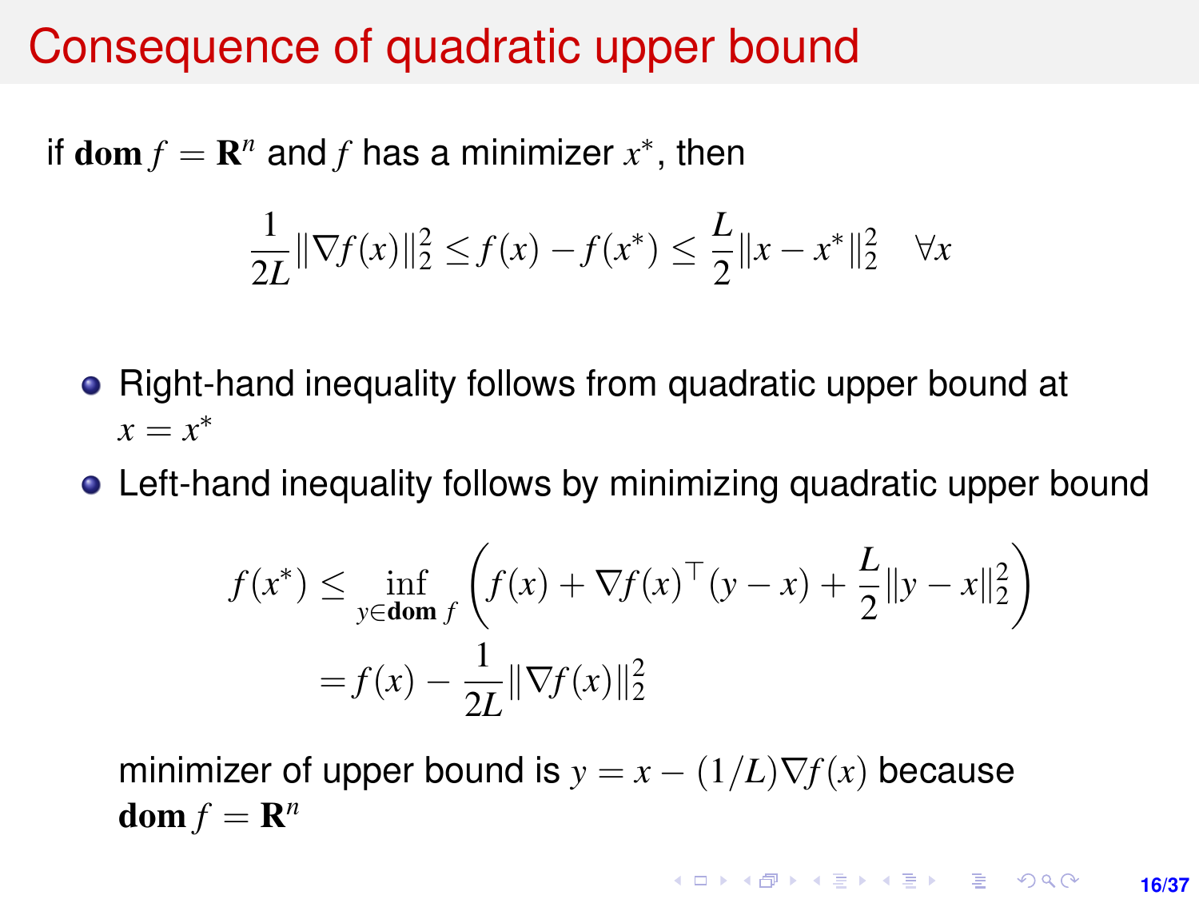# Consequence of quadratic upper bound

if $\mathbf{dom}\, f = \mathbf{R}^n$ and $f$ has a minimizer $x^*$, then

$$\frac{1}{2L}\|\nabla f(x)\|_2^2 \leq f(x) - f(x^*) \leq \frac{L}{2}\|x - x^*\|_2^2 \quad \forall x$$

- Right-hand inequality follows from quadratic upper bound at $x = x^*$
- Left-hand inequality follows by minimizing quadratic upper bound

$$\begin{aligned} f(x^*) &\leq \inf_{y \in \mathbf{dom}\, f} \left( f(x) + \nabla f(x)^\top (y - x) + \frac{L}{2}\|y - x\|_2^2 \right) \\ &= f(x) - \frac{1}{2L}\|\nabla f(x)\|_2^2 \end{aligned}$$

minimizer of upper bound is $y = x - (1/L)\nabla f(x)$ because $\mathbf{dom}\, f = \mathbf{R}^n$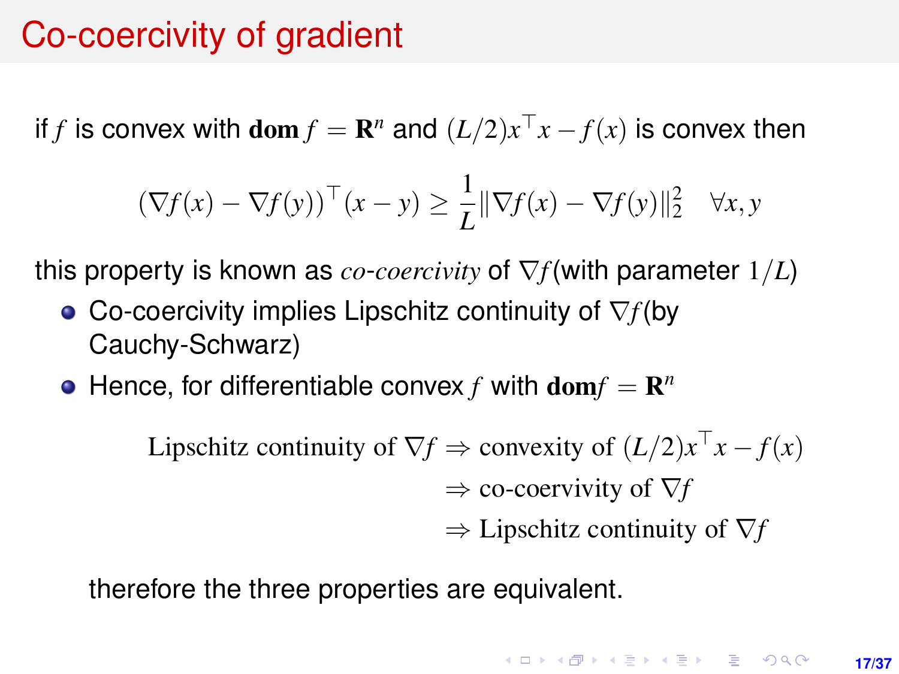# Co-coercivity of gradient

if $f$ is convex with $\mathbf{dom}\, f = \mathbf{R}^n$ and $(L/2)x^\top x - f(x)$ is convex then

$$(\nabla f(x) - \nabla f(y))^\top (x - y) \geq \frac{1}{L} \|\nabla f(x) - \nabla f(y)\|_2^2 \quad \forall x, y$$

this property is known as *co-coercivity* of $\nabla f$(with parameter $1/L$)

- Co-coercivity implies Lipschitz continuity of $\nabla f$(by Cauchy-Schwarz)
- Hence, for differentiable convex $f$ with $\mathbf{dom} f = \mathbf{R}^n$

$$\begin{aligned}
\text{Lipschitz continuity of } \nabla f &\Rightarrow \text{convexity of } (L/2)x^\top x - f(x) \\
&\Rightarrow \text{co-coervivity of } \nabla f \\
&\Rightarrow \text{Lipschitz continuity of } \nabla f
\end{aligned}$$

therefore the three properties are equivalent.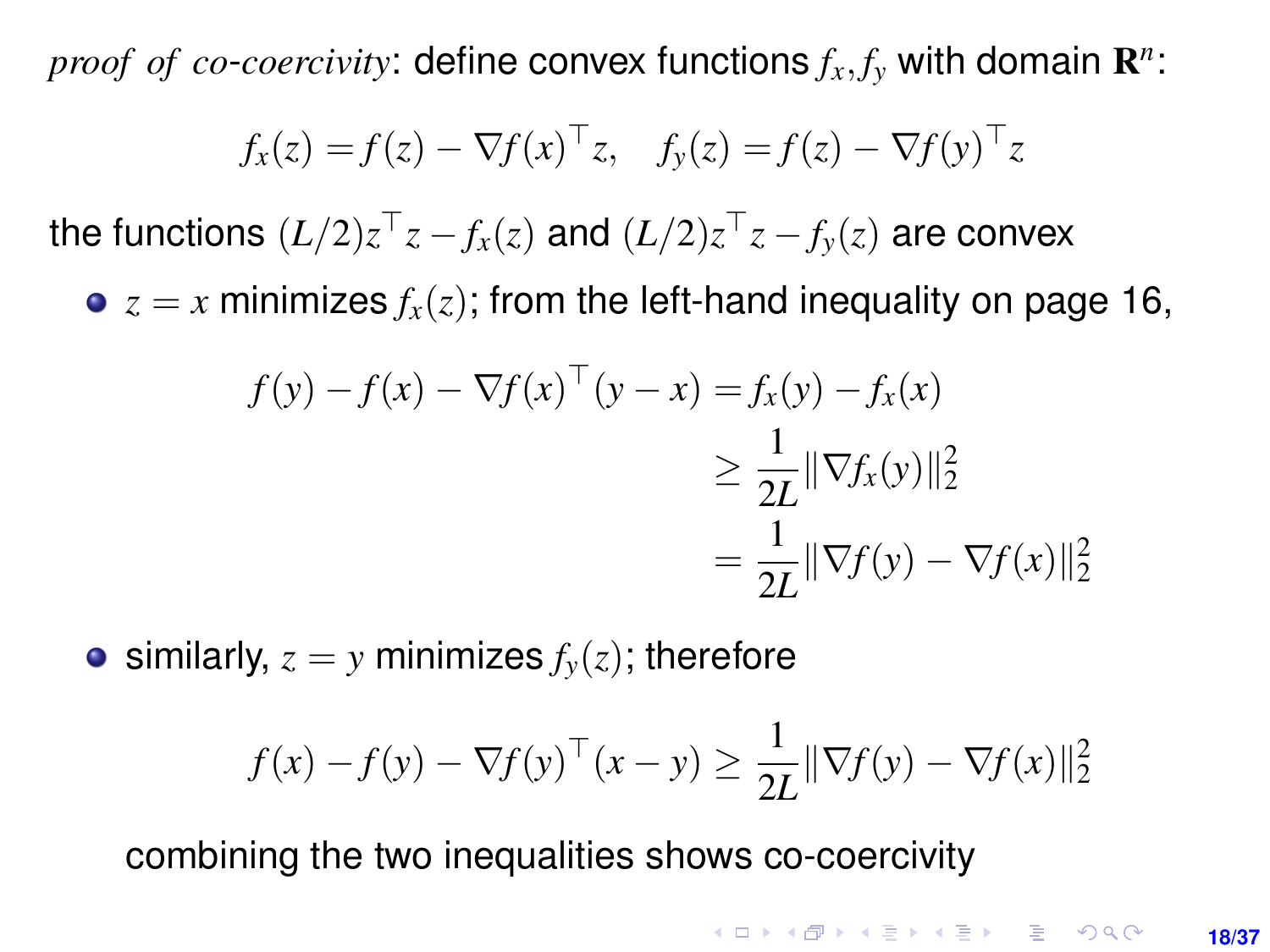*proof of co-coercivity*: define convex functions $f_x, f_y$ with domain $\mathbf{R}^n$:

$$f_x(z) = f(z) - \nabla f(x)^\top z, \quad f_y(z) = f(z) - \nabla f(y)^\top z$$

the functions $(L/2)z^\top z - f_x(z)$ and $(L/2)z^\top z - f_y(z)$ are convex

- $z = x$ minimizes $f_x(z)$; from the left-hand inequality on page 16,

$$\begin{aligned} f(y) - f(x) - \nabla f(x)^\top (y - x) &= f_x(y) - f_x(x) \\ &\geq \frac{1}{2L} \|\nabla f_x(y)\|_2^2 \\ &= \frac{1}{2L} \|\nabla f(y) - \nabla f(x)\|_2^2 \end{aligned}$$

- similarly, $z = y$ minimizes $f_y(z)$; therefore

$$f(x) - f(y) - \nabla f(y)^\top (x - y) \geq \frac{1}{2L} \|\nabla f(y) - \nabla f(x)\|_2^2$$

combining the two inequalities shows co-coercivity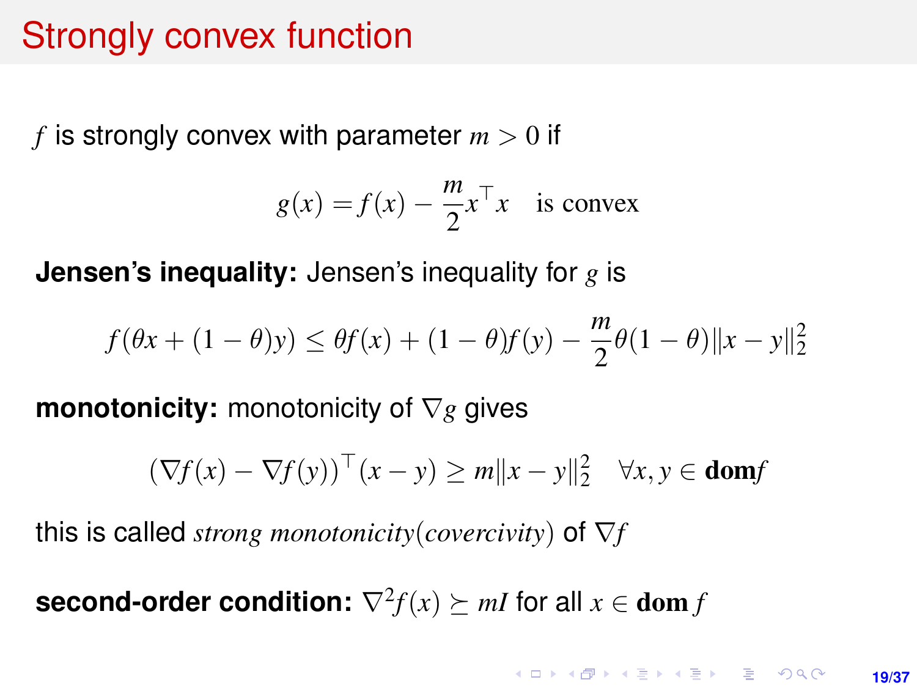# Strongly convex function

$f$ is strongly convex with parameter $m > 0$ if

$$g(x) = f(x) - \frac{m}{2}x^\top x \quad \text{is convex}$$

**Jensen's inequality:** Jensen's inequality for $g$ is

$$f(\theta x + (1-\theta)y) \leq \theta f(x) + (1-\theta)f(y) - \frac{m}{2}\theta(1-\theta)\|x-y\|_2^2$$

**monotonicity:** monotonicity of $\nabla g$ gives

$$(\nabla f(x) - \nabla f(y))^\top(x-y) \geq m\|x-y\|_2^2 \quad \forall x, y \in \mathbf{dom} f$$

this is called *strong monotonicity(covercivity)* of $\nabla f$

**second-order condition:** $\nabla^2 f(x) \succeq mI$ for all $x \in \mathbf{dom}\, f$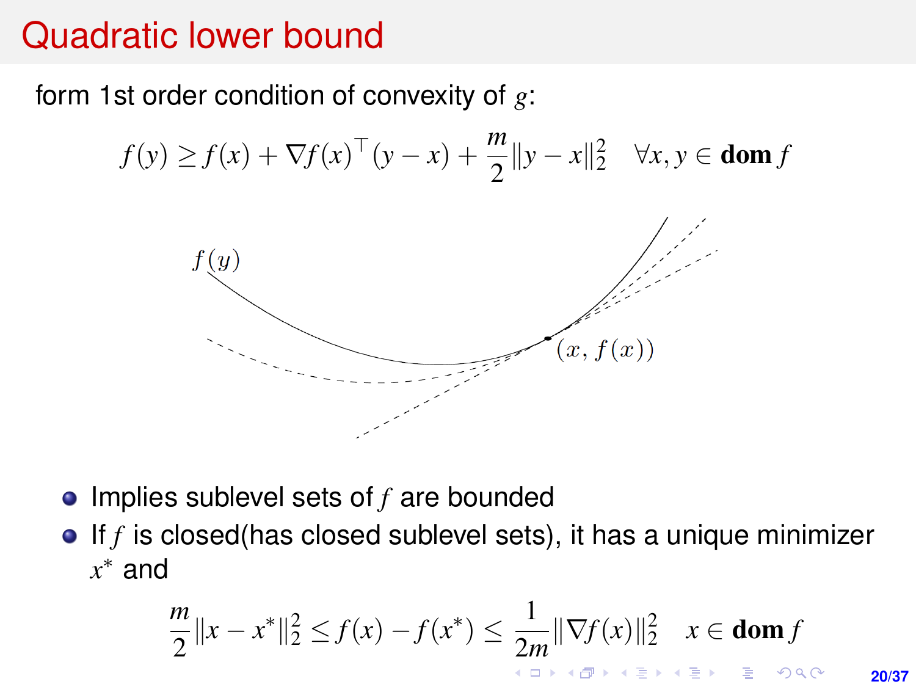# Quadratic lower bound

form 1st order condition of convexity of $g$:

$$f(y) \geq f(x) + \nabla f(x)^\top (y - x) + \frac{m}{2}\|y - x\|_2^2 \quad \forall x, y \in \textbf{dom}\, f$$

- Implies sublevel sets of $f$ are bounded
- If $f$ is closed(has closed sublevel sets), it has a unique minimizer $x^*$ and

$$\frac{m}{2}\|x - x^*\|_2^2 \leq f(x) - f(x^*) \leq \frac{1}{2m}\|\nabla f(x)\|_2^2 \quad x \in \textbf{dom}\, f$$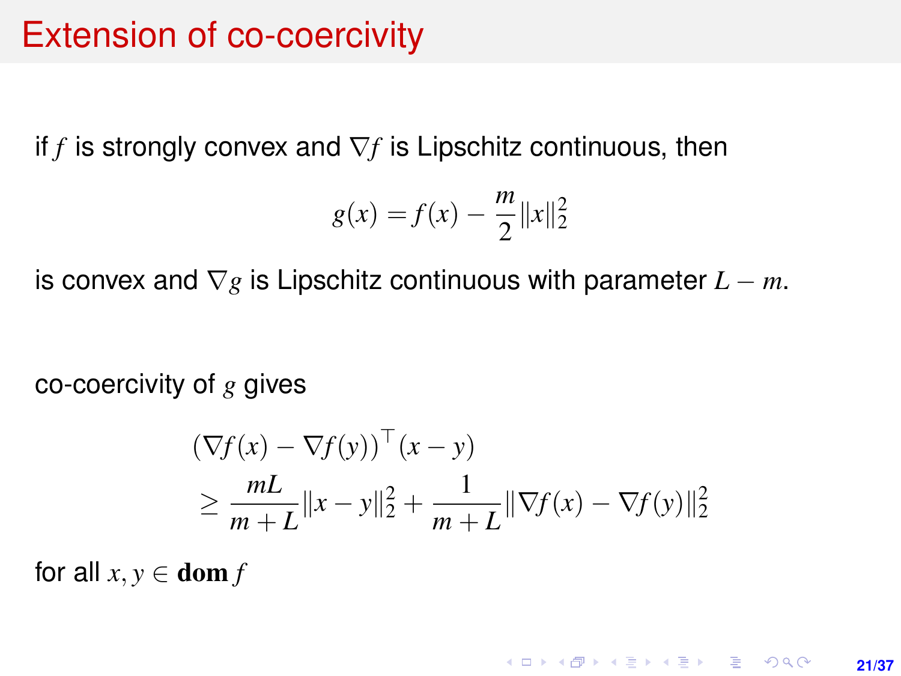# Extension of co-coercivity

if $f$ is strongly convex and $\nabla f$ is Lipschitz continuous, then

$$g(x) = f(x) - \frac{m}{2}\|x\|_2^2$$

is convex and $\nabla g$ is Lipschitz continuous with parameter $L - m$.

co-coercivity of $g$ gives

$$
\begin{aligned}
&(\nabla f(x) - \nabla f(y))^\top (x - y) \\
&\geq \frac{mL}{m+L}\|x - y\|_2^2 + \frac{1}{m+L}\|\nabla f(x) - \nabla f(y)\|_2^2
\end{aligned}
$$

for all $x, y \in \mathbf{dom}\, f$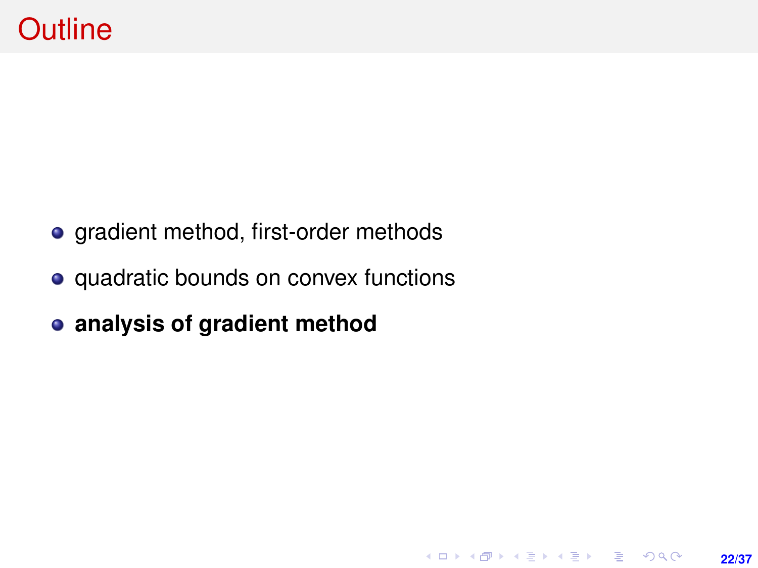# Outline

- gradient method, first-order methods
- quadratic bounds on convex functions
- **analysis of gradient method**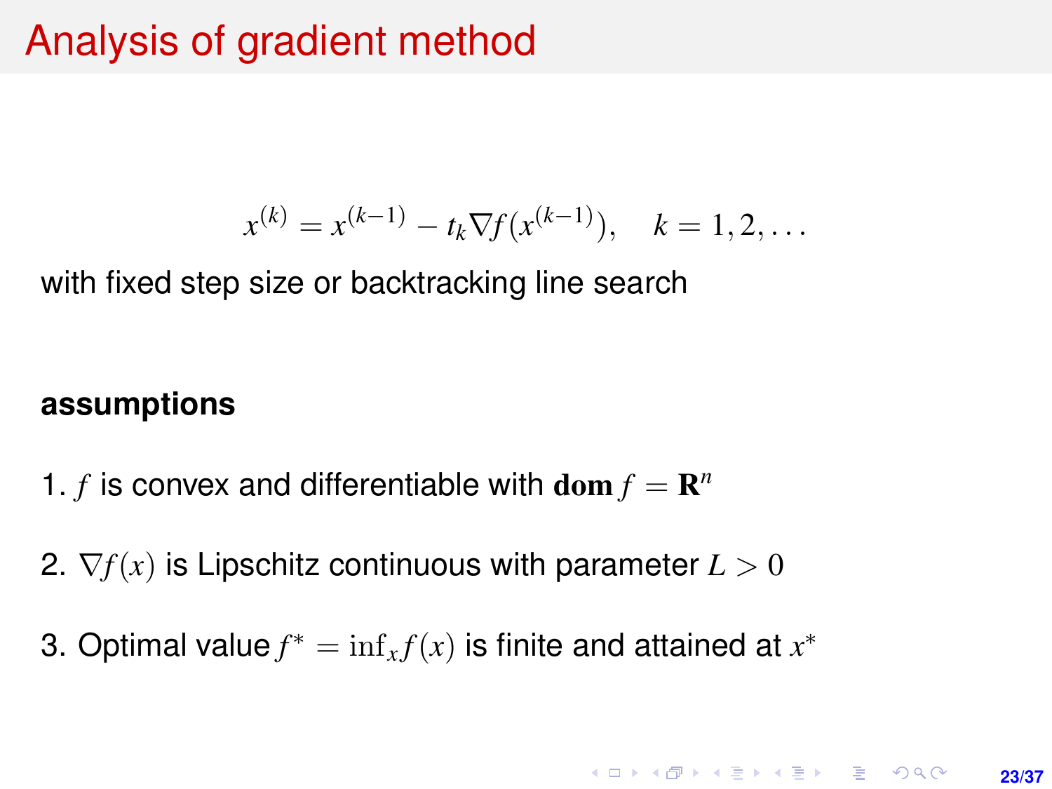# Analysis of gradient method

$$x^{(k)} = x^{(k-1)} - t_k \nabla f(x^{(k-1)}), \quad k = 1, 2, \ldots$$

with fixed step size or backtracking line search

**assumptions**

1. $f$ is convex and differentiable with $\mathbf{dom}\, f = \mathbf{R}^n$
2. $\nabla f(x)$ is Lipschitz continuous with parameter $L > 0$
3. Optimal value $f^* = \inf_x f(x)$ is finite and attained at $x^*$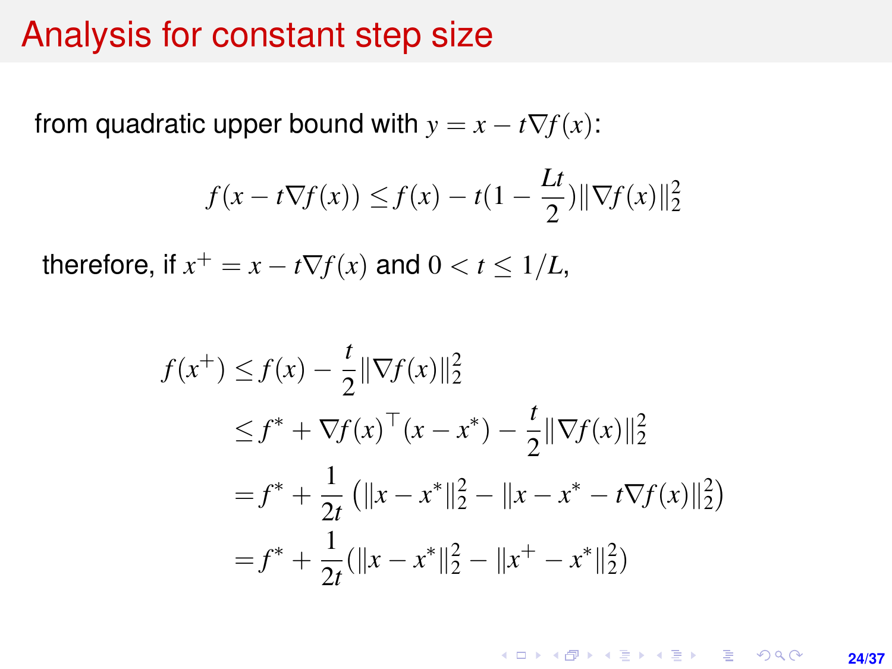# Analysis for constant step size

from quadratic upper bound with $y = x - t\nabla f(x)$:

$$f(x - t\nabla f(x)) \leq f(x) - t(1 - \frac{Lt}{2})\|\nabla f(x)\|_2^2$$

therefore, if $x^+ = x - t\nabla f(x)$ and $0 < t \leq 1/L$,

$$\begin{aligned}
f(x^+) &\leq f(x) - \frac{t}{2}\|\nabla f(x)\|_2^2 \\
&\leq f^* + \nabla f(x)^\top (x - x^*) - \frac{t}{2}\|\nabla f(x)\|_2^2 \\
&= f^* + \frac{1}{2t}\left(\|x - x^*\|_2^2 - \|x - x^* - t\nabla f(x)\|_2^2\right) \\
&= f^* + \frac{1}{2t}(\|x - x^*\|_2^2 - \|x^+ - x^*\|_2^2)
\end{aligned}$$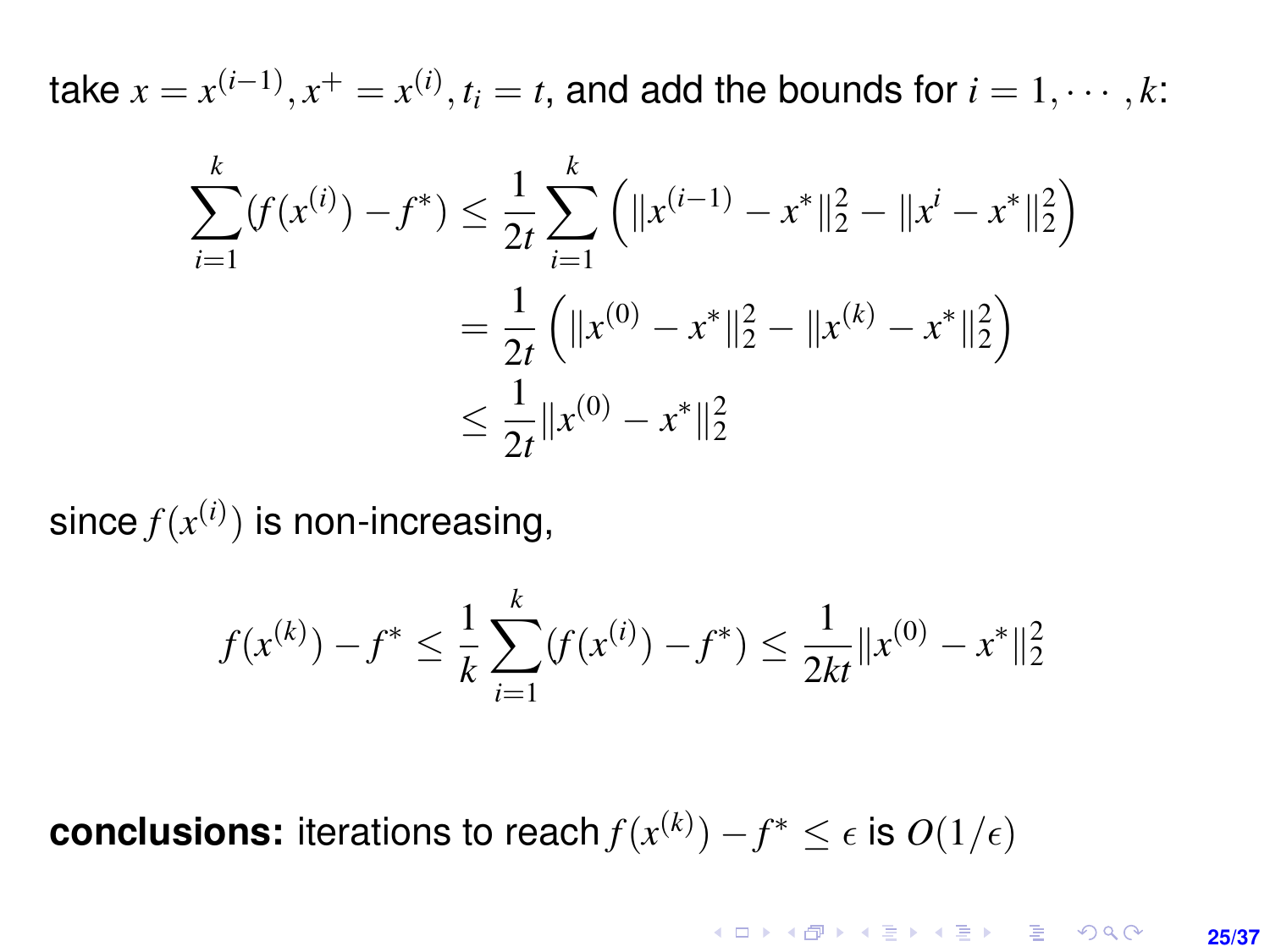take $x = x^{(i-1)}, x^+ = x^{(i)}, t_i = t$, and add the bounds for $i = 1, \cdots, k$:

$$
\begin{aligned}
\sum_{i=1}^{k}(f(x^{(i)}) - f^*) &\leq \frac{1}{2t}\sum_{i=1}^{k}\left(\|x^{(i-1)} - x^*\|_2^2 - \|x^i - x^*\|_2^2\right) \\
&= \frac{1}{2t}\left(\|x^{(0)} - x^*\|_2^2 - \|x^{(k)} - x^*\|_2^2\right) \\
&\leq \frac{1}{2t}\|x^{(0)} - x^*\|_2^2
\end{aligned}
$$

since $f(x^{(i)})$ is non-increasing,

$$
f(x^{(k)}) - f^* \leq \frac{1}{k}\sum_{i=1}^{k}(f(x^{(i)}) - f^*) \leq \frac{1}{2kt}\|x^{(0)} - x^*\|_2^2
$$

**conclusions:** iterations to reach $f(x^{(k)}) - f^* \leq \epsilon$ is $O(1/\epsilon)$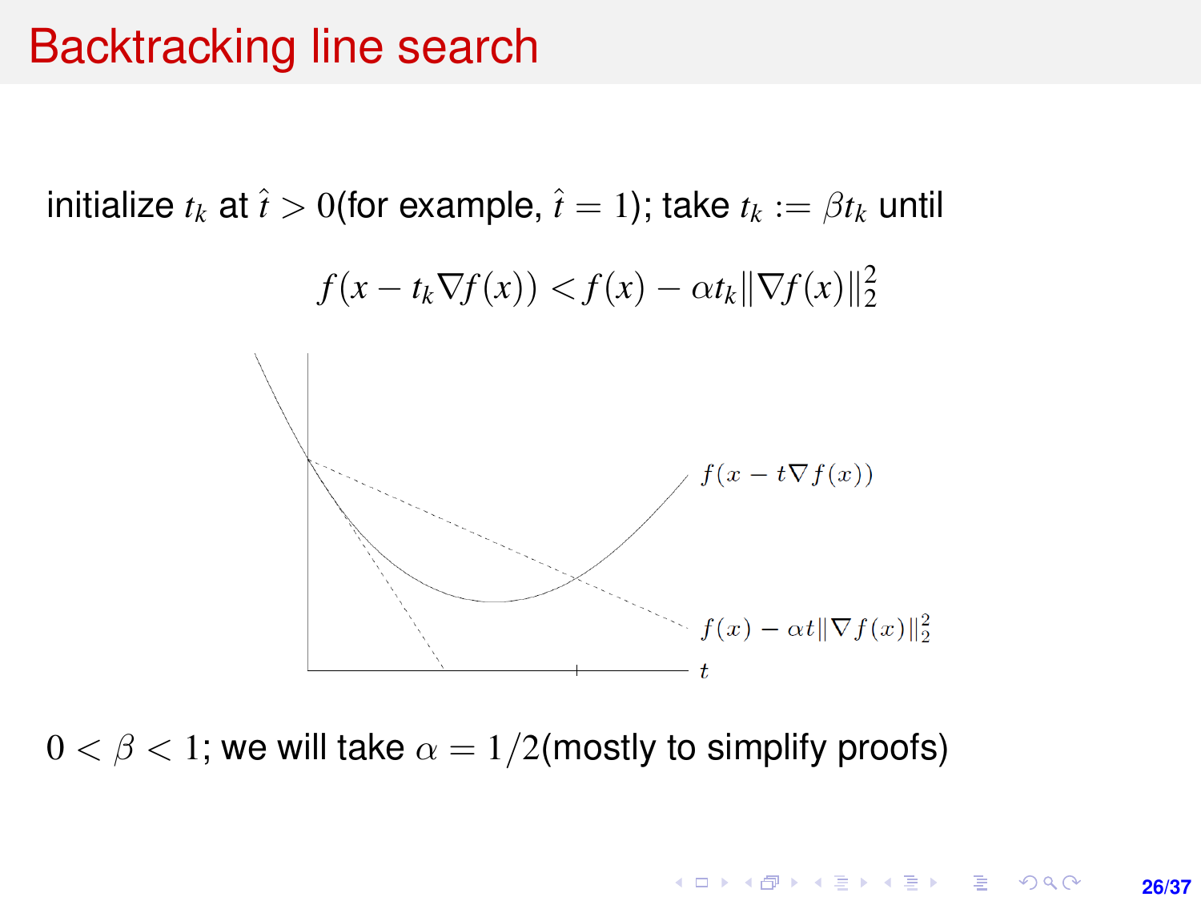# Backtracking line search

initialize $t_k$ at $\hat{t} > 0$(for example, $\hat{t} = 1$); take $t_k := \beta t_k$ until

$$f(x - t_k \nabla f(x)) < f(x) - \alpha t_k \|\nabla f(x)\|_2^2$$

$0 < \beta < 1$; we will take $\alpha = 1/2$(mostly to simplify proofs)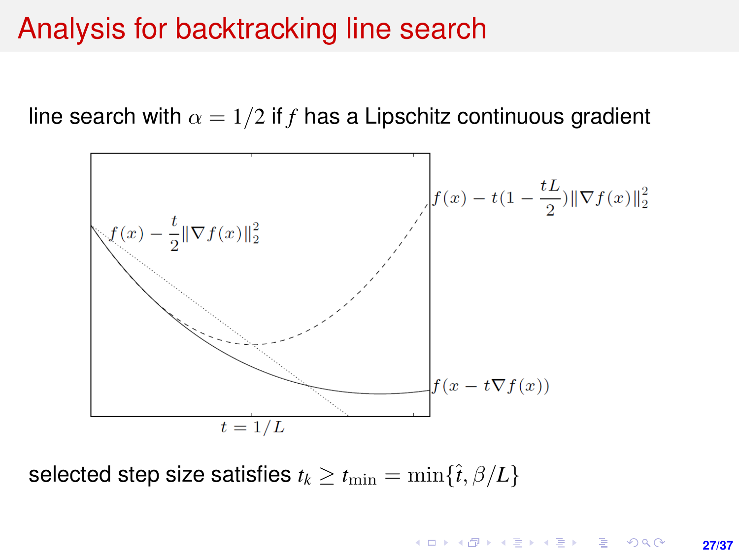# Analysis for backtracking line search

line search with $\alpha = 1/2$ if $f$ has a Lipschitz continuous gradient

$f(x) - t(1 - \frac{tL}{2})\|\nabla f(x)\|_2^2$

$f(x) - \frac{t}{2}\|\nabla f(x)\|_2^2$

$f(x - t\nabla f(x))$

$t = 1/L$

selected step size satisfies $t_k \geq t_{\min} = \min\{\hat{t}, \beta/L\}$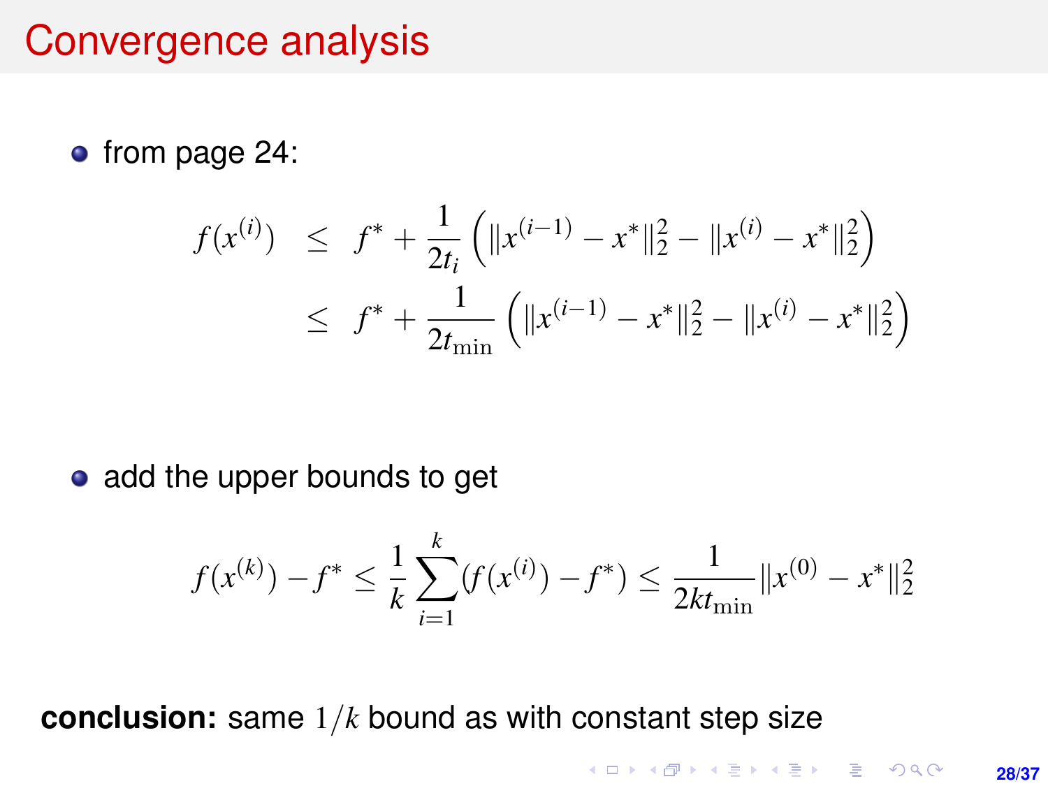# Convergence analysis

- from page 24:

$$
\begin{aligned}
f(x^{(i)}) &\leq f^* + \frac{1}{2t_i}\left(\|x^{(i-1)} - x^*\|_2^2 - \|x^{(i)} - x^*\|_2^2\right) \\
&\leq f^* + \frac{1}{2t_{\min}}\left(\|x^{(i-1)} - x^*\|_2^2 - \|x^{(i)} - x^*\|_2^2\right)
\end{aligned}
$$

- add the upper bounds to get

$$
f(x^{(k)}) - f^* \leq \frac{1}{k}\sum_{i=1}^{k}(f(x^{(i)}) - f^*) \leq \frac{1}{2kt_{\min}}\|x^{(0)} - x^*\|_2^2
$$

**conclusion:** same $1/k$ bound as with constant step size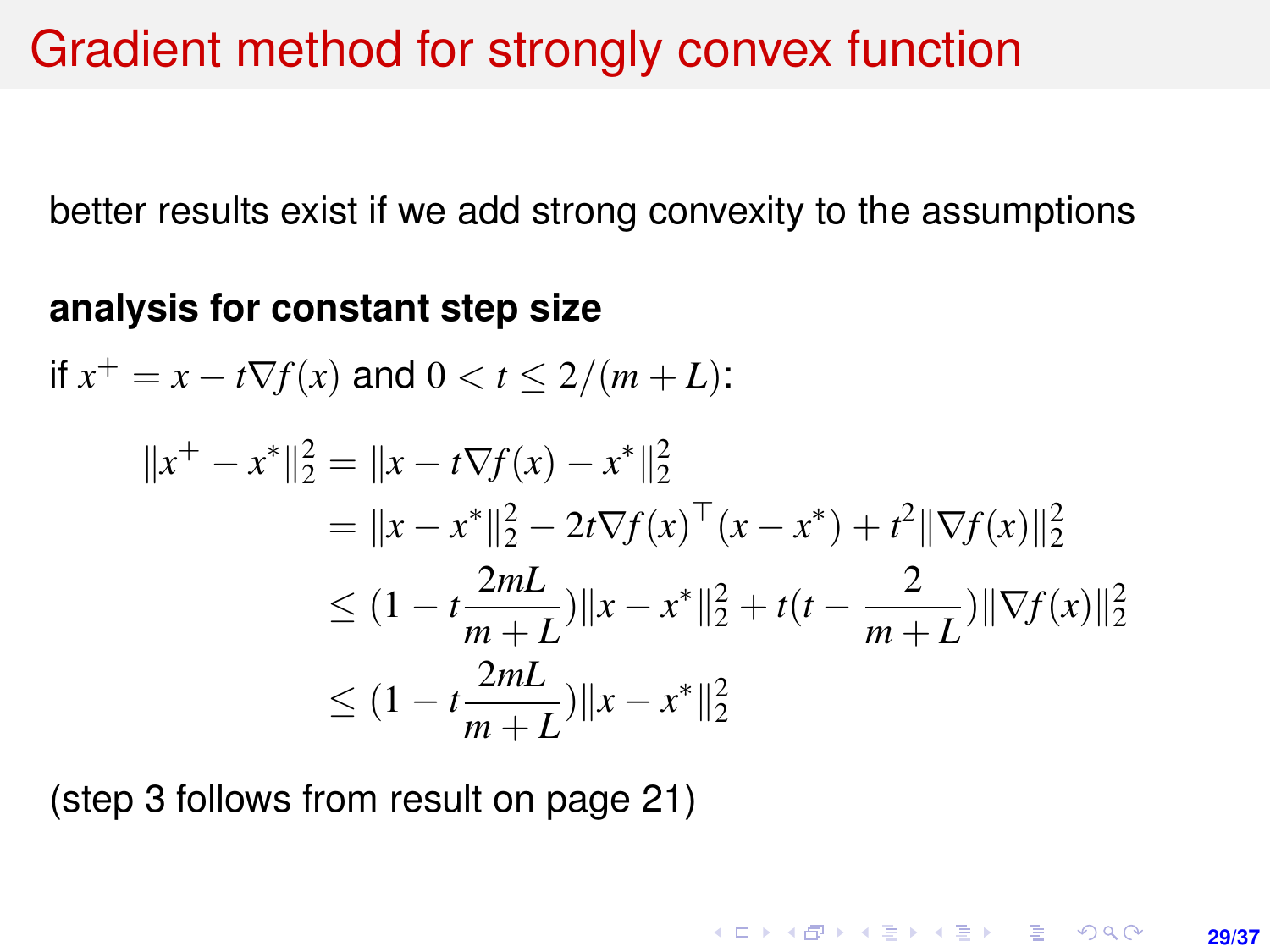# Gradient method for strongly convex function

better results exist if we add strong convexity to the assumptions

**analysis for constant step size**

if $x^+ = x - t\nabla f(x)$ and $0 < t \leq 2/(m+L)$:

$$
\begin{aligned}
\|x^+ - x^*\|_2^2 &= \|x - t\nabla f(x) - x^*\|_2^2 \\
&= \|x - x^*\|_2^2 - 2t\nabla f(x)^\top (x - x^*) + t^2 \|\nabla f(x)\|_2^2 \\
&\leq (1 - t\frac{2mL}{m+L})\|x - x^*\|_2^2 + t(t - \frac{2}{m+L})\|\nabla f(x)\|_2^2 \\
&\leq (1 - t\frac{2mL}{m+L})\|x - x^*\|_2^2
\end{aligned}
$$

(step 3 follows from result on page 21)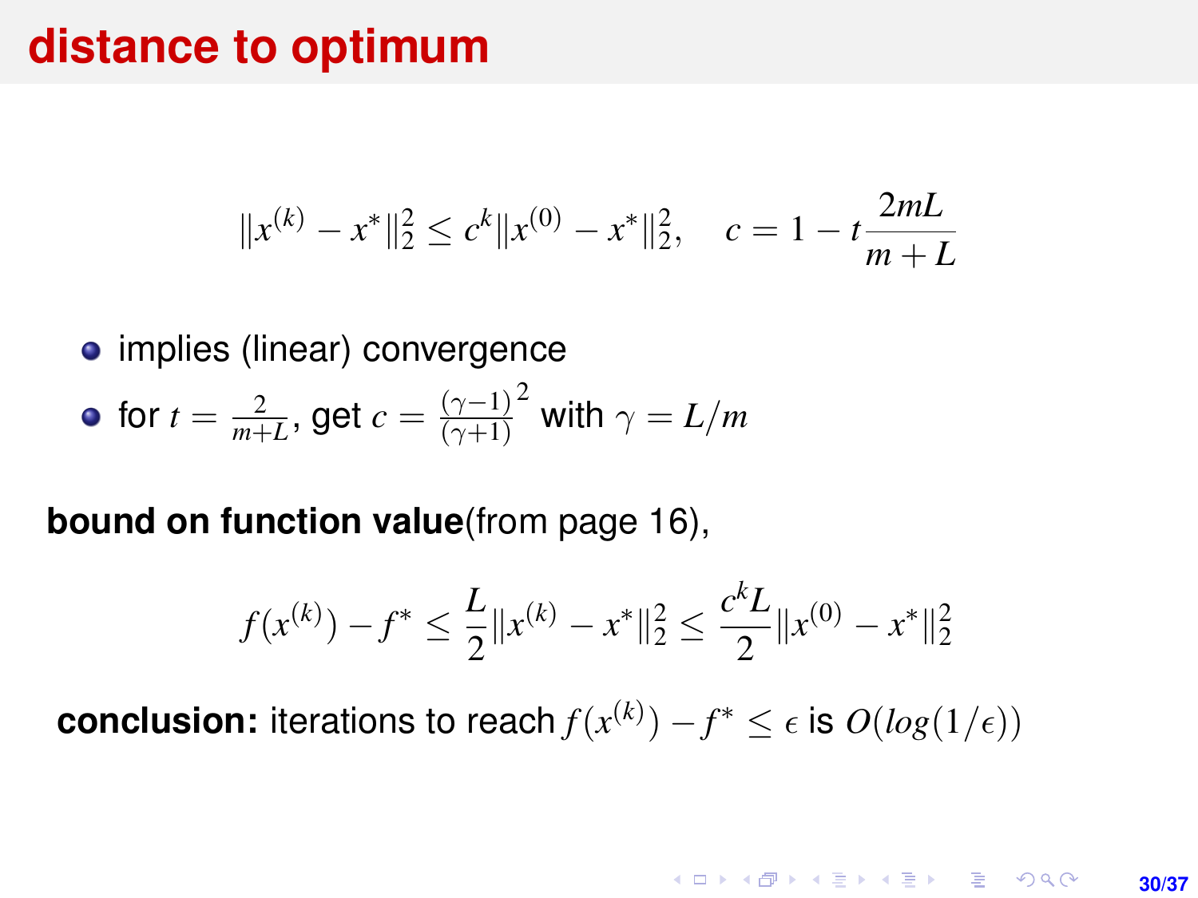# distance to optimum

$$\|x^{(k)} - x^*\|_2^2 \leq c^k \|x^{(0)} - x^*\|_2^2, \quad c = 1 - t\frac{2mL}{m+L}$$

- implies (linear) convergence
- for $t = \frac{2}{m+L}$, get $c = \frac{(\gamma-1)}{(\gamma+1)}^2$ with $\gamma = L/m$

**bound on function value**(from page 16),

$$f(x^{(k)}) - f^* \leq \frac{L}{2}\|x^{(k)} - x^*\|_2^2 \leq \frac{c^k L}{2}\|x^{(0)} - x^*\|_2^2$$

**conclusion:** iterations to reach $f(x^{(k)}) - f^* \leq \epsilon$ is $O(log(1/\epsilon))$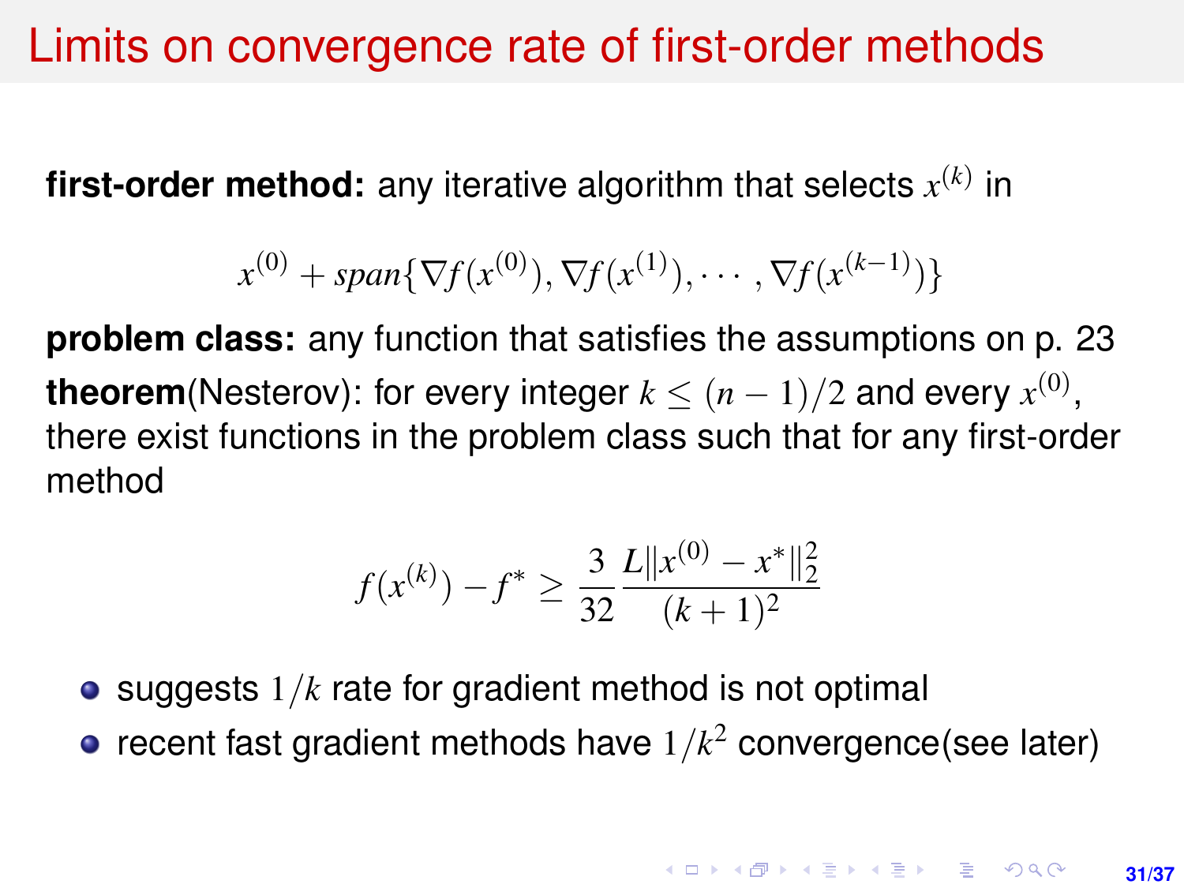# Limits on convergence rate of first-order methods

**first-order method:** any iterative algorithm that selects $x^{(k)}$ in

$$x^{(0)} + span\{\nabla f(x^{(0)}), \nabla f(x^{(1)}), \cdots, \nabla f(x^{(k-1)})\}$$

**problem class:** any function that satisfies the assumptions on p. 23

**theorem**(Nesterov): for every integer $k \leq (n-1)/2$ and every $x^{(0)}$, there exist functions in the problem class such that for any first-order method

$$f(x^{(k)}) - f^* \geq \frac{3}{32} \frac{L\|x^{(0)} - x^*\|_2^2}{(k+1)^2}$$

- suggests $1/k$ rate for gradient method is not optimal
- recent fast gradient methods have $1/k^2$ convergence(see later)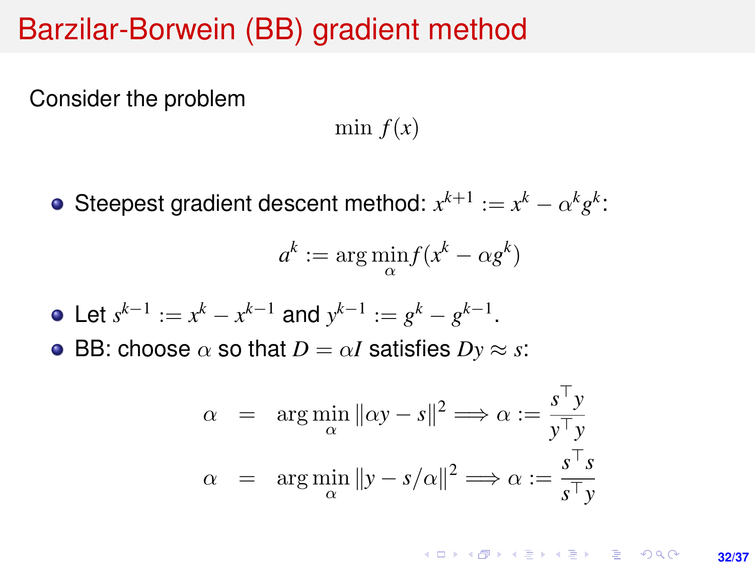# Barzilar-Borwein (BB) gradient method

Consider the problem

$$\min \, f(x)$$

- Steepest gradient descent method: $x^{k+1} := x^k - \alpha^k g^k$:

$$a^k := \arg\min_{\alpha} f(x^k - \alpha g^k)$$

- Let $s^{k-1} := x^k - x^{k-1}$ and $y^{k-1} := g^k - g^{k-1}$.
- BB: choose $\alpha$ so that $D = \alpha I$ satisfies $Dy \approx s$:

$$\begin{aligned}
\alpha &= \arg\min_{\alpha} \|\alpha y - s\|^2 \Longrightarrow \alpha := \frac{s^\top y}{y^\top y} \\
\alpha &= \arg\min_{\alpha} \|y - s/\alpha\|^2 \Longrightarrow \alpha := \frac{s^\top s}{s^\top y}
\end{aligned}$$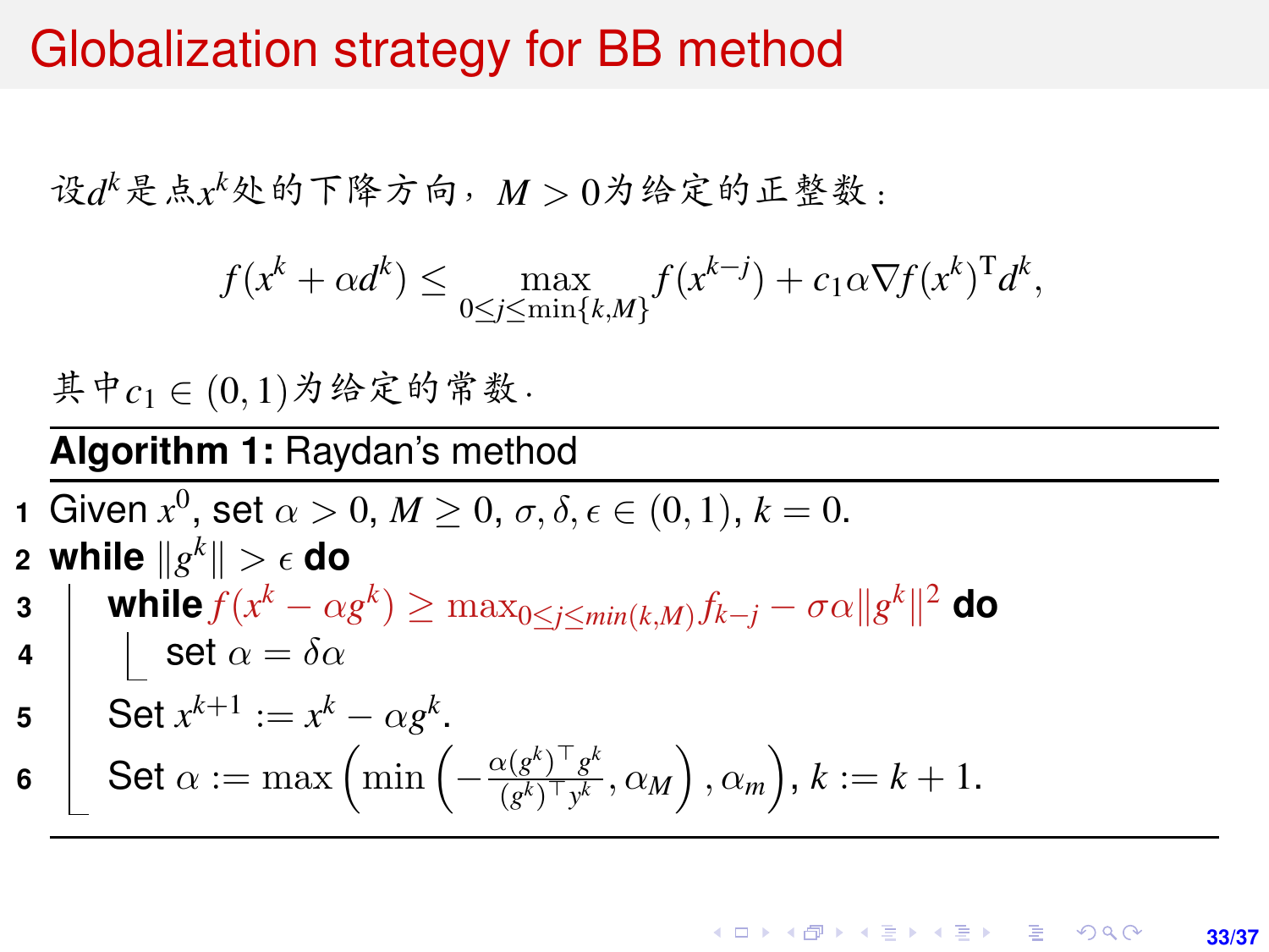# Globalization strategy for BB method

设$d^k$是点$x^k$处的下降方向，$M > 0$为给定的正整数：

$$f(x^k + \alpha d^k) \le \max_{0 \le j \le \min\{k,M\}} f(x^{k-j}) + c_1 \alpha \nabla f(x^k)^{\mathrm{T}} d^k,$$

其中$c_1 \in (0,1)$为给定的常数.

**Algorithm 1:** Raydan's method

1. Given $x^0$, set $\alpha > 0$, $M \ge 0$, $\sigma, \delta, \epsilon \in (0,1)$, $k = 0$.
2. **while** $\|g^k\| > \epsilon$ **do**
3. &nbsp;&nbsp;&nbsp;&nbsp;**while** $f(x^k - \alpha g^k) \ge \max_{0 \le j \le min(k,M)} f_{k-j} - \sigma \alpha \|g^k\|^2$ **do**
4. &nbsp;&nbsp;&nbsp;&nbsp;&nbsp;&nbsp;&nbsp;&nbsp;set $\alpha = \delta \alpha$
5. &nbsp;&nbsp;&nbsp;&nbsp;Set $x^{k+1} := x^k - \alpha g^k$.
6. &nbsp;&nbsp;&nbsp;&nbsp;Set $\alpha := \max\left(\min\left(-\frac{\alpha (g^k)^\top g^k}{(g^k)^\top y^k}, \alpha_M\right), \alpha_m\right)$, $k := k + 1$.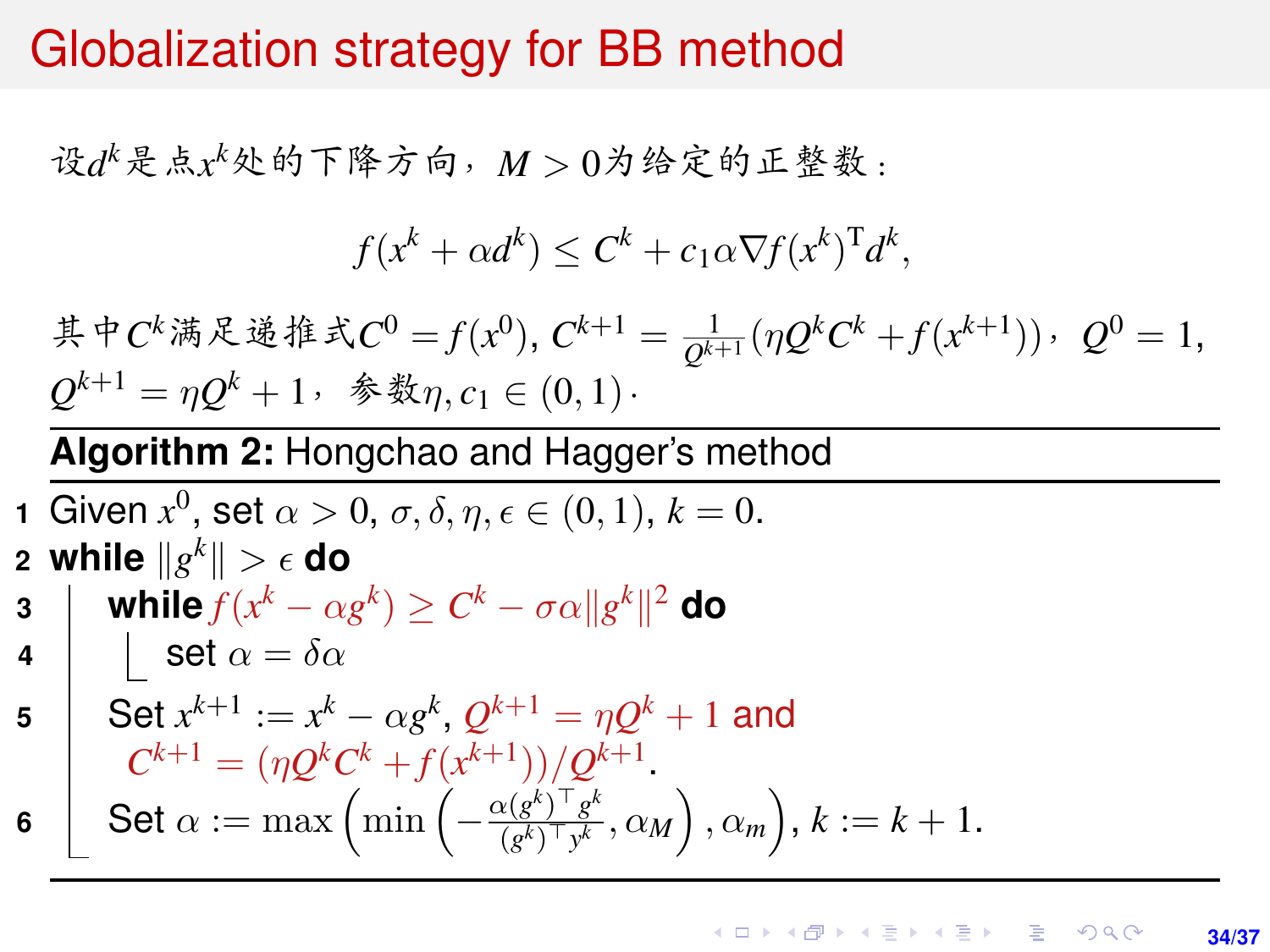# Globalization strategy for BB method

设$d^k$是点$x^k$处的下降方向，$M > 0$为给定的正整数：

$$f(x^k + \alpha d^k) \le C^k + c_1 \alpha \nabla f(x^k)^\mathrm{T} d^k,$$

其中$C^k$满足递推式$C^0 = f(x^0)$, $C^{k+1} = \frac{1}{Q^{k+1}}(\eta Q^k C^k + f(x^{k+1}))$，$Q^0 = 1$, $Q^{k+1} = \eta Q^k + 1$，参数$\eta, c_1 \in (0,1)$.

**Algorithm 2:** Hongchao and Hagger's method

1. Given $x^0$, set $\alpha > 0$, $\sigma, \delta, \eta, \epsilon \in (0,1)$, $k = 0$.
2. **while** $\|g^k\| > \epsilon$ **do**
3. &nbsp;&nbsp;&nbsp;&nbsp;**while** $f(x^k - \alpha g^k) \ge C^k - \sigma\alpha \|g^k\|^2$ **do**
4. &nbsp;&nbsp;&nbsp;&nbsp;&nbsp;&nbsp;&nbsp;&nbsp;set $\alpha = \delta\alpha$
5. &nbsp;&nbsp;&nbsp;&nbsp;Set $x^{k+1} := x^k - \alpha g^k$, $Q^{k+1} = \eta Q^k + 1$ and $C^{k+1} = (\eta Q^k C^k + f(x^{k+1}))/Q^{k+1}$.
6. &nbsp;&nbsp;&nbsp;&nbsp;Set $\alpha := \max\left(\min\left(-\frac{\alpha (g^k)^\top g^k}{(g^k)^\top y^k}, \alpha_M\right), \alpha_m\right)$, $k := k + 1$.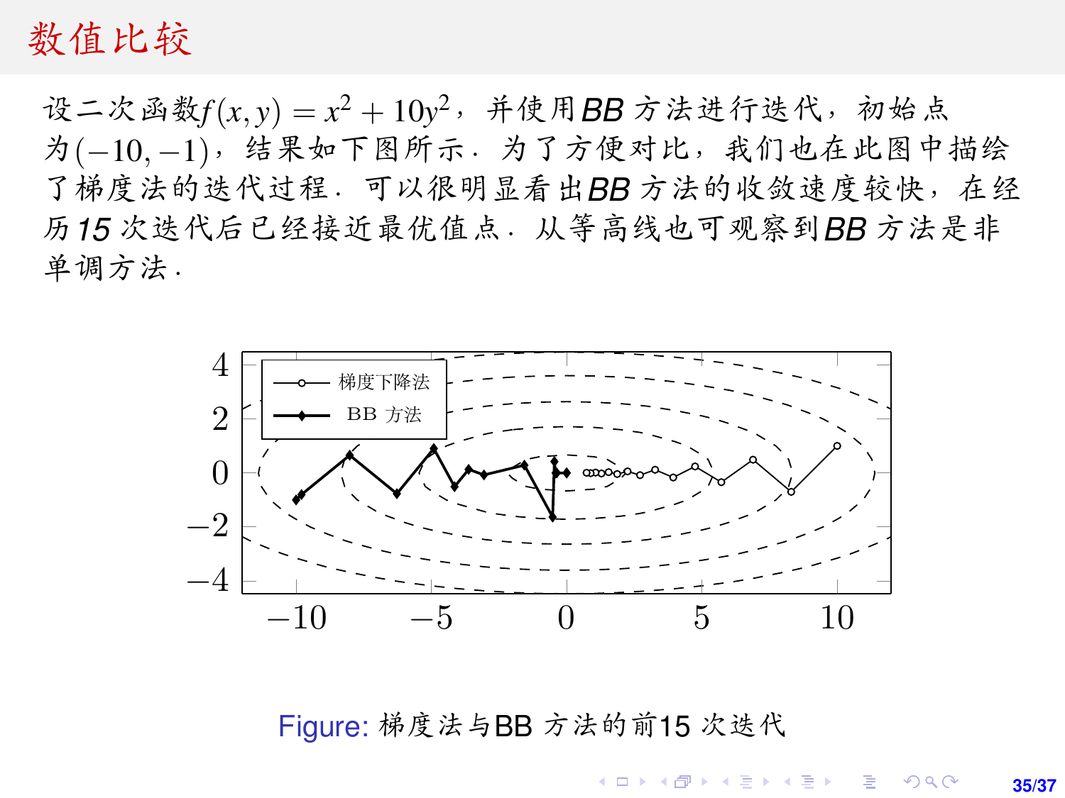# 数值比较

设二次函数$f(x,y)=x^2+10y^2$，并使用*BB* 方法进行迭代，初始点为$(-10,-1)$，结果如下图所示．为了方便对比，我们也在此图中描绘了梯度法的迭代过程．可以很明显看出*BB* 方法的收敛速度较快，在经历*15* 次迭代后已经接近最优值点．从等高线也可观察到*BB* 方法是非单调方法．

Figure: 梯度法与BB 方法的前15 次迭代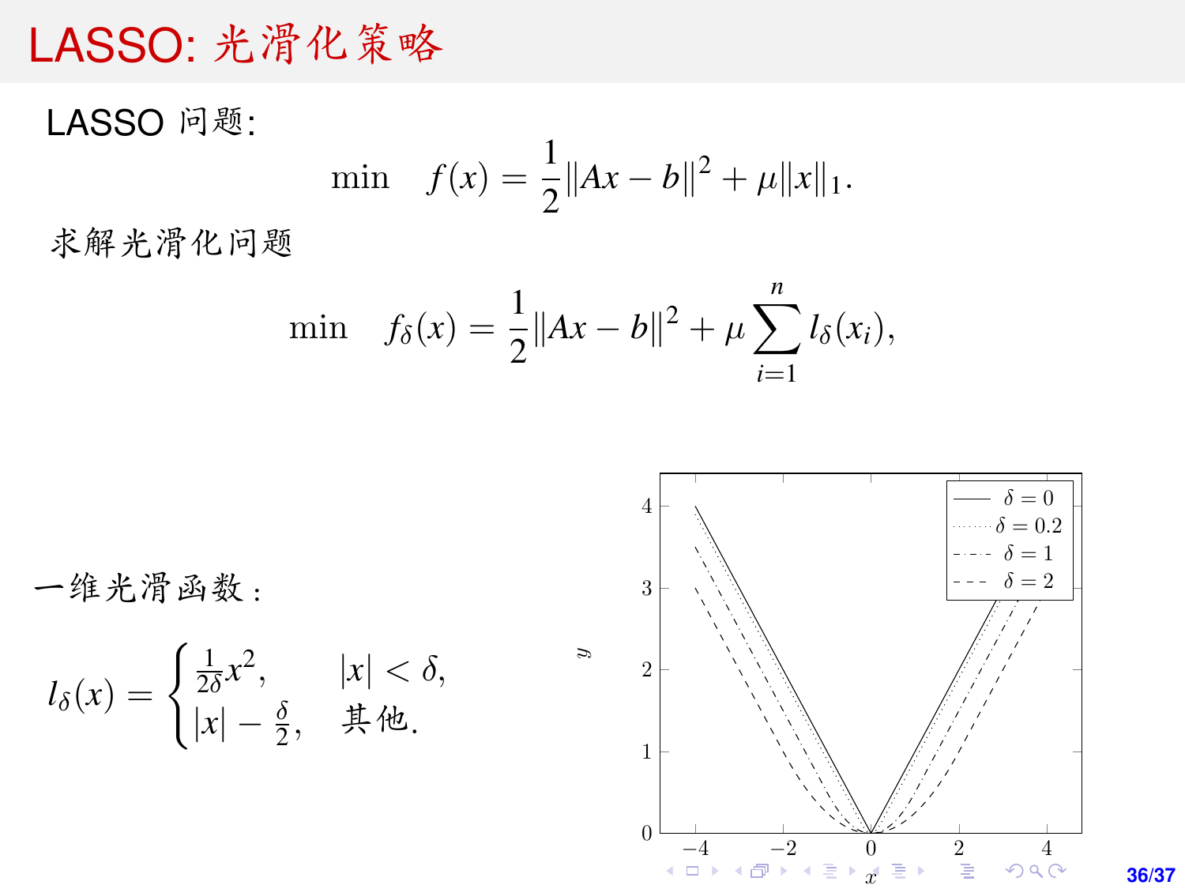# LASSO: 光滑化策略

LASSO 问题:

$$\min \quad f(x) = \frac{1}{2}\|Ax - b\|^2 + \mu\|x\|_1.$$

求解光滑化问题

$$\min \quad f_\delta(x) = \frac{1}{2}\|Ax - b\|^2 + \mu \sum_{i=1}^{n} l_\delta(x_i),$$

一维光滑函数:

$$l_\delta(x) = \begin{cases} \frac{1}{2\delta}x^2, & |x| < \delta, \\ |x| - \frac{\delta}{2}, & \text{其他}. \end{cases}$$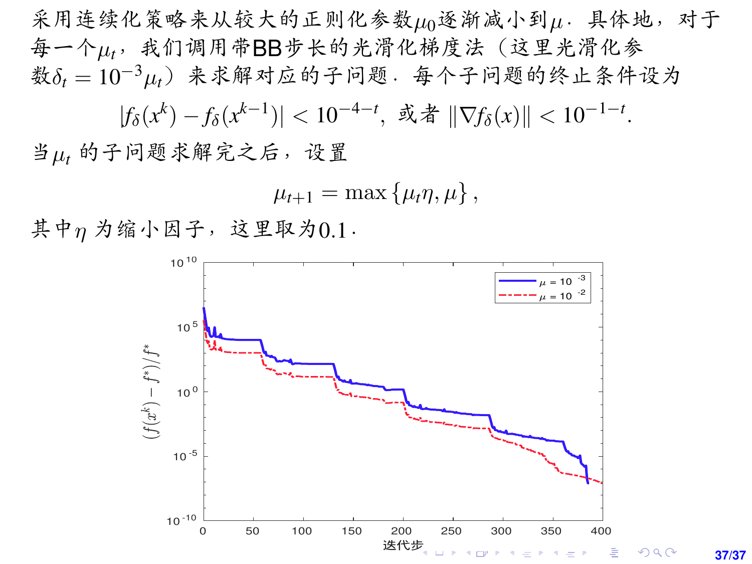采用连续化策略来从较大的正则化参数$\mu_0$逐渐减小到$\mu$. 具体地，对于每一个$\mu_t$，我们调用带BB步长的光滑化梯度法（这里光滑化参数$\delta_t = 10^{-3}\mu_t$）来求解对应的子问题. 每个子问题的终止条件设为

$$|f_\delta(x^k) - f_\delta(x^{k-1})| < 10^{-4-t}, \text{ 或者 } \|\nabla f_\delta(x)\| < 10^{-1-t}.$$

当$\mu_t$ 的子问题求解完之后，设置

$$\mu_{t+1} = \max\{\mu_t \eta, \mu\},$$

其中$\eta$ 为缩小因子，这里取为0.1.

$10^{10}$
$10^{5}$
$10^{0}$
$10^{-5}$
$10^{-10}$
$(f(x^k) - f^*)/f^*$
0
50
100
150
200
250
300
350
400
迭代步
$\mu = 10^{-3}$
$\mu = 10^{-2}$